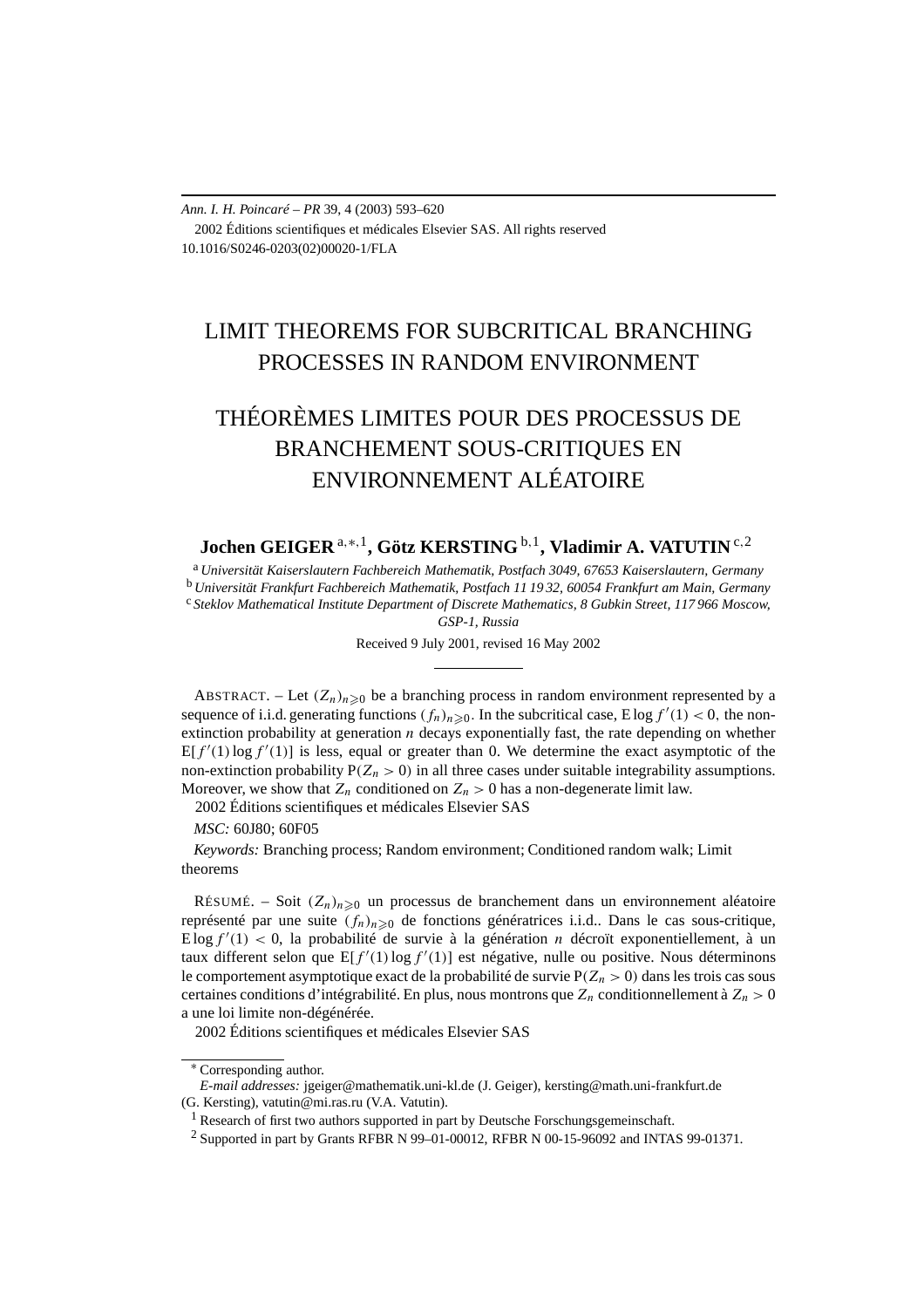*Ann. I. H. Poincaré – PR* 39, 4 (2003) 593–620
2002 Éditions scientifiques et médicales Elsevier SAS. All rights reserved
10.1016/S0246-0203(02)00020-1/FLA

# LIMIT THEOREMS FOR SUBCRITICAL BRANCHING PROCESSES IN RANDOM ENVIRONMENT

# THÉORÈMES LIMITES POUR DES PROCESSUS DE BRANCHEMENT SOUS-CRITIQUES EN ENVIRONNEMENT ALÉATOIRE

**Jochen GEIGER** [a,∗,1], **Götz KERSTING** [b,1], **Vladimir A. VATUTIN** [c,2]

[a] *Universität Kaiserslautern Fachbereich Mathematik, Postfach 3049, 67653 Kaiserslautern, Germany*
[b] *Universität Frankfurt Fachbereich Mathematik, Postfach 11 19 32, 60054 Frankfurt am Main, Germany*
[c] *Steklov Mathematical Institute Department of Discrete Mathematics, 8 Gubkin Street, 117 966 Moscow, GSP-1, Russia*

Received 9 July 2001, revised 16 May 2002

---

ABSTRACT. – Let $(Z_n)_{n\geqslant 0}$ be a branching process in random environment represented by a sequence of i.i.d. generating functions $(f_n)_{n\geqslant 0}$. In the subcritical case, $\mathrm{E}\log f'(1) < 0$, the non-extinction probability at generation $n$ decays exponentially fast, the rate depending on whether $\mathrm{E}[f'(1)\log f'(1)]$ is less, equal or greater than 0. We determine the exact asymptotic of the non-extinction probability $\mathrm{P}(Z_n > 0)$ in all three cases under suitable integrability assumptions. Moreover, we show that $Z_n$ conditioned on $Z_n > 0$ has a non-degenerate limit law.
2002 Éditions scientifiques et médicales Elsevier SAS

*MSC:* 60J80; 60F05

*Keywords:* Branching process; Random environment; Conditioned random walk; Limit theorems

RÉSUMÉ. – Soit $(Z_n)_{n\geqslant 0}$ un processus de branchement dans un environnement aléatoire représenté par une suite $(f_n)_{n\geqslant 0}$ de fonctions génératrices i.i.d.. Dans le cas sous-critique, $\mathrm{E}\log f'(1) < 0$, la probabilité de survie à la génération $n$ décroït exponentiellement, à un taux different selon que $\mathrm{E}[f'(1)\log f'(1)]$ est négative, nulle ou positive. Nous déterminons le comportement asymptotique exact de la probabilité de survie $\mathrm{P}(Z_n > 0)$ dans les trois cas sous certaines conditions d'intégrabilité. En plus, nous montrons que $Z_n$ conditionnellement à $Z_n > 0$ a une loi limite non-dégénérée.
2002 Éditions scientifiques et médicales Elsevier SAS

---

∗ Corresponding author.
*E-mail addresses:* jgeiger@mathematik.uni-kl.de (J. Geiger), kersting@math.uni-frankfurt.de (G. Kersting), vatutin@mi.ras.ru (V.A. Vatutin).
[1] Research of first two authors supported in part by Deutsche Forschungsgemeinschaft.
[2] Supported in part by Grants RFBR N 99–01-00012, RFBR N 00-15-96092 and INTAS 99-01371.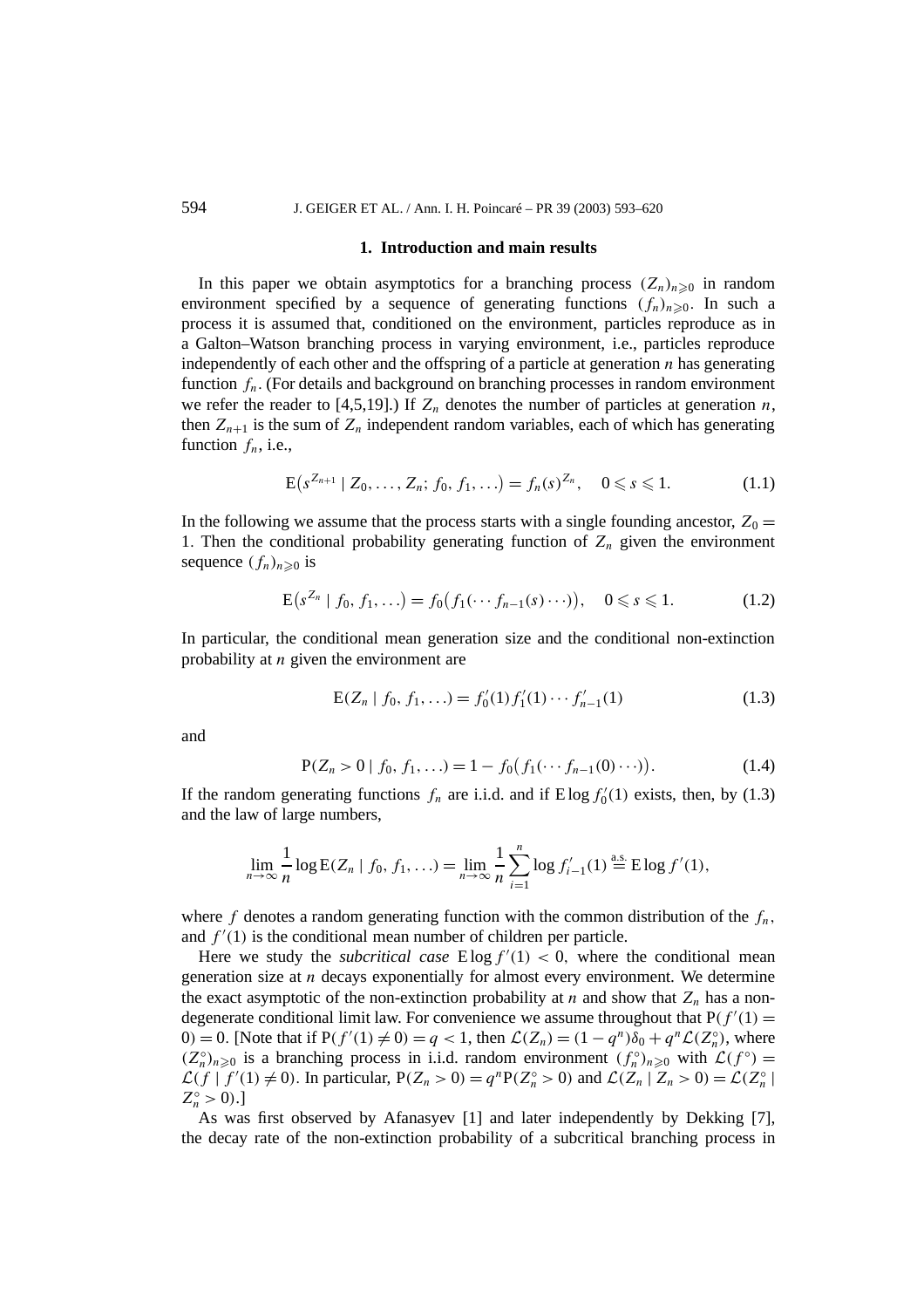## 1. Introduction and main results

In this paper we obtain asymptotics for a branching process $(Z_n)_{n\geqslant 0}$ in random environment specified by a sequence of generating functions $(f_n)_{n\geqslant 0}$. In such a process it is assumed that, conditioned on the environment, particles reproduce as in a Galton–Watson branching process in varying environment, i.e., particles reproduce independently of each other and the offspring of a particle at generation $n$ has generating function $f_n$. (For details and background on branching processes in random environment we refer the reader to [4,5,19].) If $Z_n$ denotes the number of particles at generation $n$, then $Z_{n+1}$ is the sum of $Z_n$ independent random variables, each of which has generating function $f_n$, i.e.,

$$\mathrm{E}\big(s^{Z_{n+1}} \mid Z_0, \ldots, Z_n;\, f_0, f_1, \ldots\big) = f_n(s)^{Z_n}, \quad 0 \leqslant s \leqslant 1. \tag{1.1}$$

In the following we assume that the process starts with a single founding ancestor, $Z_0 = 1$. Then the conditional probability generating function of $Z_n$ given the environment sequence $(f_n)_{n\geqslant 0}$ is

$$\mathrm{E}\big(s^{Z_n} \mid f_0, f_1, \ldots\big) = f_0\big(f_1(\cdots f_{n-1}(s)\cdots)\big), \quad 0 \leqslant s \leqslant 1. \tag{1.2}$$

In particular, the conditional mean generation size and the conditional non-extinction probability at $n$ given the environment are

$$\mathrm{E}(Z_n \mid f_0, f_1, \ldots) = f_0'(1) f_1'(1) \cdots f_{n-1}'(1) \tag{1.3}$$

and

$$\mathrm{P}(Z_n > 0 \mid f_0, f_1, \ldots) = 1 - f_0\big(f_1(\cdots f_{n-1}(0)\cdots)\big). \tag{1.4}$$

If the random generating functions $f_n$ are i.i.d. and if $\mathrm{E}\log f_0'(1)$ exists, then, by (1.3) and the law of large numbers,

$$\lim_{n\to\infty} \frac{1}{n} \log \mathrm{E}(Z_n \mid f_0, f_1, \ldots) = \lim_{n\to\infty} \frac{1}{n} \sum_{i=1}^{n} \log f_{i-1}'(1) \overset{\text{a.s.}}{=} \mathrm{E}\log f'(1),$$

where $f$ denotes a random generating function with the common distribution of the $f_n$, and $f'(1)$ is the conditional mean number of children per particle.

Here we study the *subcritical case* $\mathrm{E}\log f'(1) < 0$, where the conditional mean generation size at $n$ decays exponentially for almost every environment. We determine the exact asymptotic of the non-extinction probability at $n$ and show that $Z_n$ has a non-degenerate conditional limit law. For convenience we assume throughout that $\mathrm{P}(f'(1) = 0) = 0$. [Note that if $\mathrm{P}(f'(1) \neq 0) = q < 1$, then $\mathcal{L}(Z_n) = (1-q^n)\delta_0 + q^n \mathcal{L}(Z_n^\circ)$, where $(Z_n^\circ)_{n\geqslant 0}$ is a branching process in i.i.d. random environment $(f_n^\circ)_{n\geqslant 0}$ with $\mathcal{L}(f^\circ) = \mathcal{L}(f \mid f'(1) \neq 0)$. In particular, $\mathrm{P}(Z_n > 0) = q^n \mathrm{P}(Z_n^\circ > 0)$ and $\mathcal{L}(Z_n \mid Z_n > 0) = \mathcal{L}(Z_n^\circ \mid Z_n^\circ > 0)$.]

As was first observed by Afanasyev [1] and later independently by Dekking [7], the decay rate of the non-extinction probability of a subcritical branching process in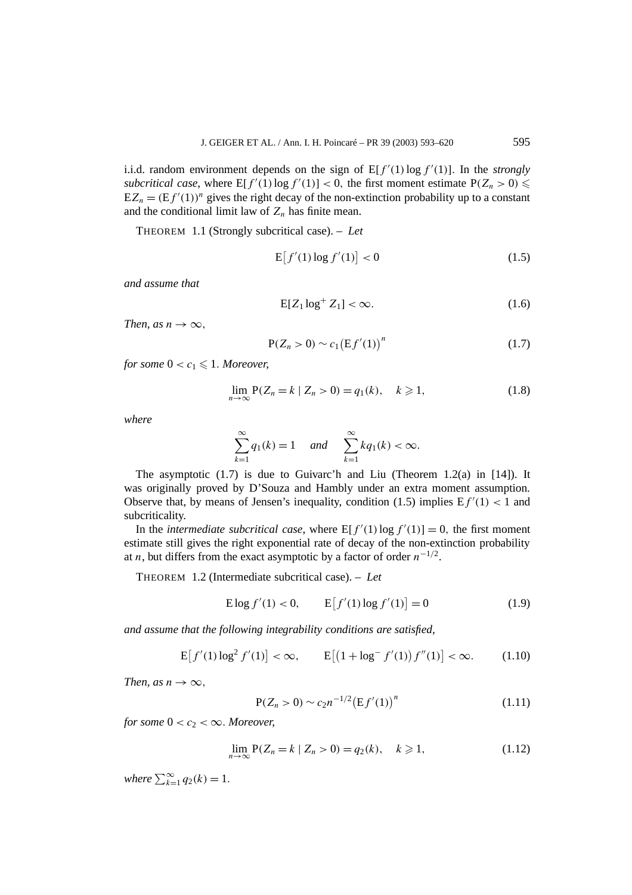i.i.d. random environment depends on the sign of $\mathrm{E}[f'(1)\log f'(1)]$. In the *strongly subcritical case*, where $\mathrm{E}[f'(1)\log f'(1)] < 0$, the first moment estimate $\mathrm{P}(Z_n > 0) \leqslant \mathrm{E}Z_n = (\mathrm{E}f'(1))^n$ gives the right decay of the non-extinction probability up to a constant and the conditional limit law of $Z_n$ has finite mean.

THEOREM 1.1 (Strongly subcritical case). – *Let*

$$\mathrm{E}\big[f'(1)\log f'(1)\big] < 0 \tag{1.5}$$

*and assume that*

$$\mathrm{E}[Z_1 \log^+ Z_1] < \infty. \tag{1.6}$$

*Then, as* $n \to \infty$,

$$\mathrm{P}(Z_n > 0) \sim c_1\big(\mathrm{E}f'(1)\big)^n \tag{1.7}$$

*for some* $0 < c_1 \leqslant 1$. *Moreover,*

$$\lim_{n\to\infty} \mathrm{P}(Z_n = k \mid Z_n > 0) = q_1(k), \quad k \geqslant 1, \tag{1.8}$$

*where*

$$\sum_{k=1}^{\infty} q_1(k) = 1 \quad \textit{and} \quad \sum_{k=1}^{\infty} k q_1(k) < \infty.$$

The asymptotic (1.7) is due to Guivarc'h and Liu (Theorem 1.2(a) in [14]). It was originally proved by D'Souza and Hambly under an extra moment assumption. Observe that, by means of Jensen's inequality, condition (1.5) implies $\mathrm{E}f'(1) < 1$ and subcriticality.

In the *intermediate subcritical case*, where $\mathrm{E}[f'(1)\log f'(1)] = 0$, the first moment estimate still gives the right exponential rate of decay of the non-extinction probability at $n$, but differs from the exact asymptotic by a factor of order $n^{-1/2}$.

THEOREM 1.2 (Intermediate subcritical case). – *Let*

$$\mathrm{E}\log f'(1) < 0, \qquad \mathrm{E}\big[f'(1)\log f'(1)\big] = 0 \tag{1.9}$$

*and assume that the following integrability conditions are satisfied,*

$$\mathrm{E}\big[f'(1)\log^2 f'(1)\big] < \infty, \qquad \mathrm{E}\big[\big(1 + \log^- f'(1)\big) f''(1)\big] < \infty. \tag{1.10}$$

*Then, as* $n \to \infty$,

$$\mathrm{P}(Z_n > 0) \sim c_2 n^{-1/2}\big(\mathrm{E}f'(1)\big)^n \tag{1.11}$$

*for some* $0 < c_2 < \infty$. *Moreover,*

$$\lim_{n\to\infty} \mathrm{P}(Z_n = k \mid Z_n > 0) = q_2(k), \quad k \geqslant 1, \tag{1.12}$$

*where* $\sum_{k=1}^{\infty} q_2(k) = 1$.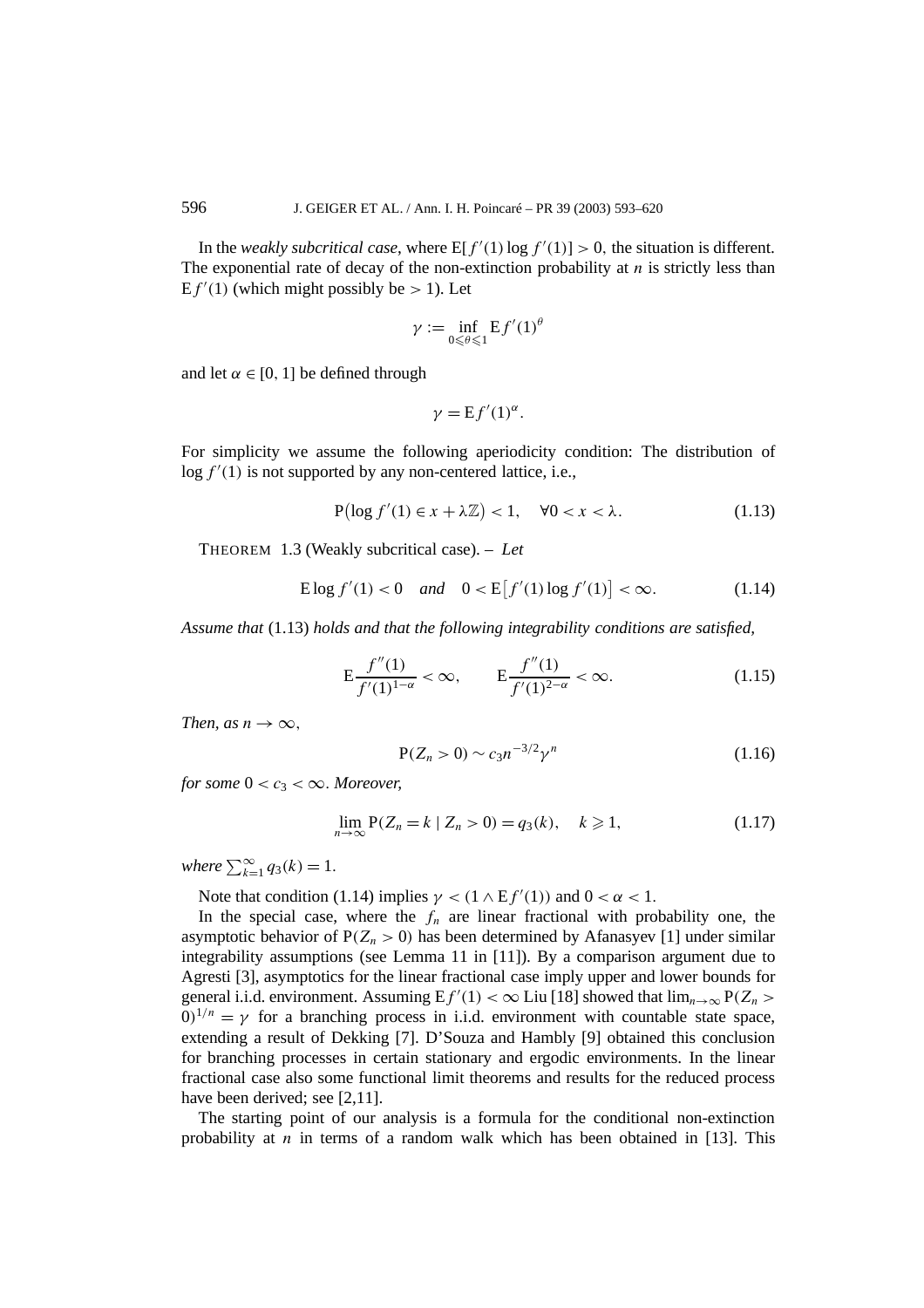In the *weakly subcritical case*, where $\mathrm{E}[f'(1)\log f'(1)] > 0$, the situation is different. The exponential rate of decay of the non-extinction probability at $n$ is strictly less than $\mathrm{E}\,f'(1)$ (which might possibly be $> 1$). Let

$$\gamma := \inf_{0\leqslant\theta\leqslant 1} \mathrm{E}\,f'(1)^{\theta}$$

and let $\alpha \in [0,1]$ be defined through

$$\gamma = \mathrm{E}\,f'(1)^{\alpha}.$$

For simplicity we assume the following aperiodicity condition: The distribution of $\log f'(1)$ is not supported by any non-centered lattice, i.e.,

$$\mathrm{P}\big(\log f'(1) \in x + \lambda\mathbb{Z}\big) < 1, \quad \forall 0 < x < \lambda. \tag{1.13}$$

THEOREM 1.3 (Weakly subcritical case). – *Let*

$$\mathrm{E}\log f'(1) < 0 \quad \textit{and} \quad 0 < \mathrm{E}\big[f'(1)\log f'(1)\big] < \infty. \tag{1.14}$$

*Assume that* (1.13) *holds and that the following integrability conditions are satisfied,*

$$\mathrm{E}\frac{f''(1)}{f'(1)^{1-\alpha}} < \infty, \qquad \mathrm{E}\frac{f''(1)}{f'(1)^{2-\alpha}} < \infty. \tag{1.15}$$

*Then, as $n \to \infty$,*

$$\mathrm{P}(Z_n > 0) \sim c_3 n^{-3/2}\gamma^n \tag{1.16}$$

*for some $0 < c_3 < \infty$. Moreover,*

$$\lim_{n\to\infty} \mathrm{P}(Z_n = k \mid Z_n > 0) = q_3(k), \quad k \geqslant 1, \tag{1.17}$$

*where $\sum_{k=1}^{\infty} q_3(k) = 1$.*

Note that condition (1.14) implies $\gamma < (1 \wedge \mathrm{E}\,f'(1))$ and $0 < \alpha < 1$.

In the special case, where the $f_n$ are linear fractional with probability one, the asymptotic behavior of $\mathrm{P}(Z_n > 0)$ has been determined by Afanasyev [1] under similar integrability assumptions (see Lemma 11 in [11]). By a comparison argument due to Agresti [3], asymptotics for the linear fractional case imply upper and lower bounds for general i.i.d. environment. Assuming $\mathrm{E}\,f'(1) < \infty$ Liu [18] showed that $\lim_{n\to\infty} \mathrm{P}(Z_n > 0)^{1/n} = \gamma$ for a branching process in i.i.d. environment with countable state space, extending a result of Dekking [7]. D'Souza and Hambly [9] obtained this conclusion for branching processes in certain stationary and ergodic environments. In the linear fractional case also some functional limit theorems and results for the reduced process have been derived; see [2,11].

The starting point of our analysis is a formula for the conditional non-extinction probability at $n$ in terms of a random walk which has been obtained in [13]. This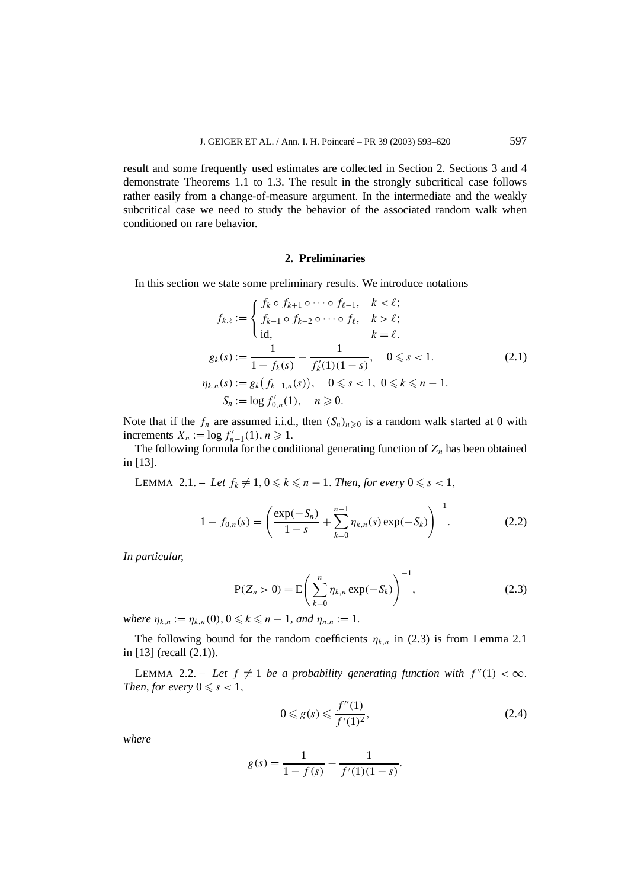result and some frequently used estimates are collected in Section 2. Sections 3 and 4 demonstrate Theorems 1.1 to 1.3. The result in the strongly subcritical case follows rather easily from a change-of-measure argument. In the intermediate and the weakly subcritical case we need to study the behavior of the associated random walk when conditioned on rare behavior.

## 2. Preliminaries

In this section we state some preliminary results. We introduce notations

$$
\begin{aligned}
f_{k,\ell} &:= \begin{cases} f_k \circ f_{k+1} \circ \cdots \circ f_{\ell-1}, & k < \ell; \\ f_{k-1} \circ f_{k-2} \circ \cdots \circ f_{\ell}, & k > \ell; \\ \mathrm{id}, & k = \ell. \end{cases} \\
g_k(s) &:= \frac{1}{1 - f_k(s)} - \frac{1}{f_k'(1)(1-s)}, \quad 0 \leqslant s < 1. \\
\eta_{k,n}(s) &:= g_k\big(f_{k+1,n}(s)\big), \quad 0 \leqslant s < 1,\ 0 \leqslant k \leqslant n-1. \\
S_n &:= \log f_{0,n}'(1), \quad n \geqslant 0.
\end{aligned}
\tag{2.1}
$$

Note that if the $f_n$ are assumed i.i.d., then $(S_n)_{n\geqslant 0}$ is a random walk started at 0 with increments $X_n := \log f_{n-1}'(1)$, $n \geqslant 1$.

The following formula for the conditional generating function of $Z_n$ has been obtained in [13].

LEMMA 2.1. – *Let $f_k \not\equiv 1$, $0 \leqslant k \leqslant n-1$. Then, for every $0 \leqslant s < 1$,*

$$
1 - f_{0,n}(s) = \left( \frac{\exp(-S_n)}{1-s} + \sum_{k=0}^{n-1} \eta_{k,n}(s) \exp(-S_k) \right)^{-1}. \tag{2.2}
$$

*In particular,*

$$
\mathrm{P}(Z_n > 0) = \mathrm{E}\left( \sum_{k=0}^{n} \eta_{k,n} \exp(-S_k) \right)^{-1}, \tag{2.3}
$$

*where $\eta_{k,n} := \eta_{k,n}(0)$, $0 \leqslant k \leqslant n-1$, and $\eta_{n,n} := 1$.*

The following bound for the random coefficients $\eta_{k,n}$ in (2.3) is from Lemma 2.1 in [13] (recall (2.1)).

LEMMA 2.2. – *Let $f \not\equiv 1$ be a probability generating function with $f''(1) < \infty$. Then, for every $0 \leqslant s < 1$,*

$$
0 \leqslant g(s) \leqslant \frac{f''(1)}{f'(1)^2}, \tag{2.4}
$$

*where*

$$
g(s) = \frac{1}{1 - f(s)} - \frac{1}{f'(1)(1-s)}.
$$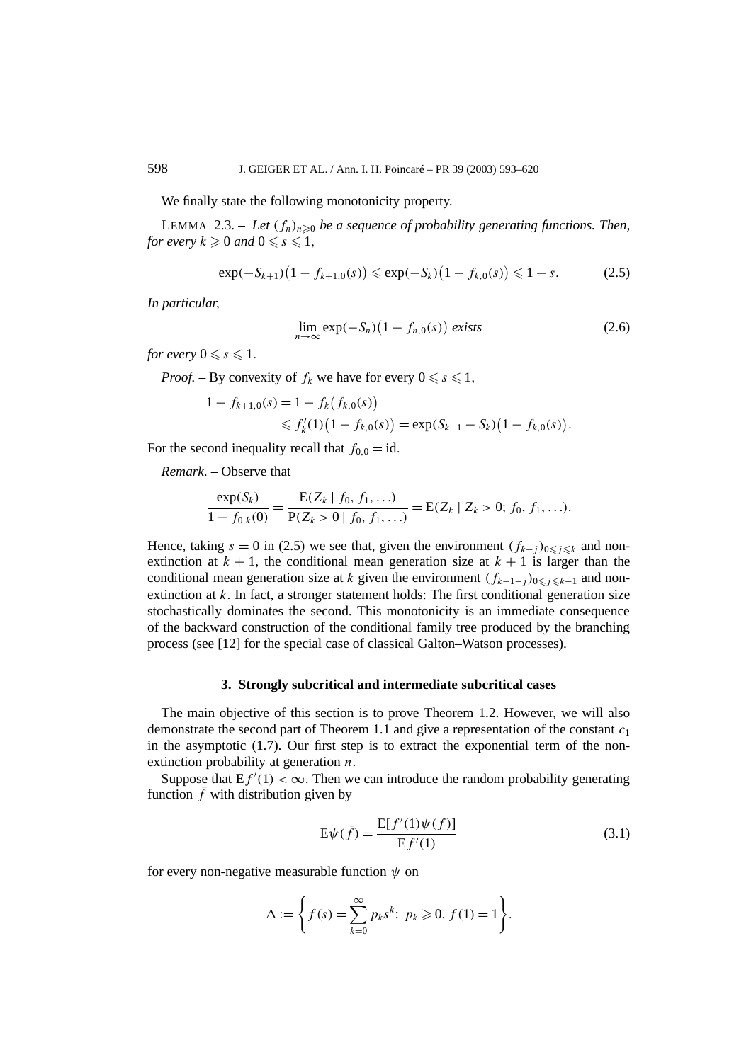We finally state the following monotonicity property.

LEMMA 2.3. – *Let $(f_n)_{n\geqslant 0}$ be a sequence of probability generating functions. Then, for every $k \geqslant 0$ and $0 \leqslant s \leqslant 1$,*

$$\exp(-S_{k+1})\big(1 - f_{k+1,0}(s)\big) \leqslant \exp(-S_k)\big(1 - f_{k,0}(s)\big) \leqslant 1 - s. \tag{2.5}$$

*In particular,*

$$\lim_{n\to\infty} \exp(-S_n)\big(1 - f_{n,0}(s)\big) \text{ exists} \tag{2.6}$$

*for every $0 \leqslant s \leqslant 1$.*

*Proof.* – By convexity of $f_k$ we have for every $0 \leqslant s \leqslant 1$,

$$\begin{aligned} 1 - f_{k+1,0}(s) &= 1 - f_k\big(f_{k,0}(s)\big) \\ &\leqslant f_k'(1)\big(1 - f_{k,0}(s)\big) = \exp(S_{k+1} - S_k)\big(1 - f_{k,0}(s)\big). \end{aligned}$$

For the second inequality recall that $f_{0,0} = \mathrm{id}$.

*Remark.* – Observe that

$$\frac{\exp(S_k)}{1 - f_{0,k}(0)} = \frac{\mathrm{E}(Z_k \mid f_0, f_1, \ldots)}{\mathrm{P}(Z_k > 0 \mid f_0, f_1, \ldots)} = \mathrm{E}(Z_k \mid Z_k > 0;\, f_0, f_1, \ldots).$$

Hence, taking $s = 0$ in (2.5) we see that, given the environment $(f_{k-j})_{0\leqslant j\leqslant k}$ and non-extinction at $k+1$, the conditional mean generation size at $k+1$ is larger than the conditional mean generation size at $k$ given the environment $(f_{k-1-j})_{0\leqslant j\leqslant k-1}$ and non-extinction at $k$. In fact, a stronger statement holds: The first conditional generation size stochastically dominates the second. This monotonicity is an immediate consequence of the backward construction of the conditional family tree produced by the branching process (see [12] for the special case of classical Galton–Watson processes).

## 3. Strongly subcritical and intermediate subcritical cases

The main objective of this section is to prove Theorem 1.2. However, we will also demonstrate the second part of Theorem 1.1 and give a representation of the constant $c_1$ in the asymptotic (1.7). Our first step is to extract the exponential term of the non-extinction probability at generation $n$.

Suppose that $\mathrm{E} f'(1) < \infty$. Then we can introduce the random probability generating function $\bar{f}$ with distribution given by

$$\mathrm{E}\psi(\bar{f}) = \frac{\mathrm{E}[f'(1)\psi(f)]}{\mathrm{E} f'(1)} \tag{3.1}$$

for every non-negative measurable function $\psi$ on

$$\Delta := \left\{ f(s) = \sum_{k=0}^{\infty} p_k s^k\colon\ p_k \geqslant 0,\ f(1) = 1 \right\}.$$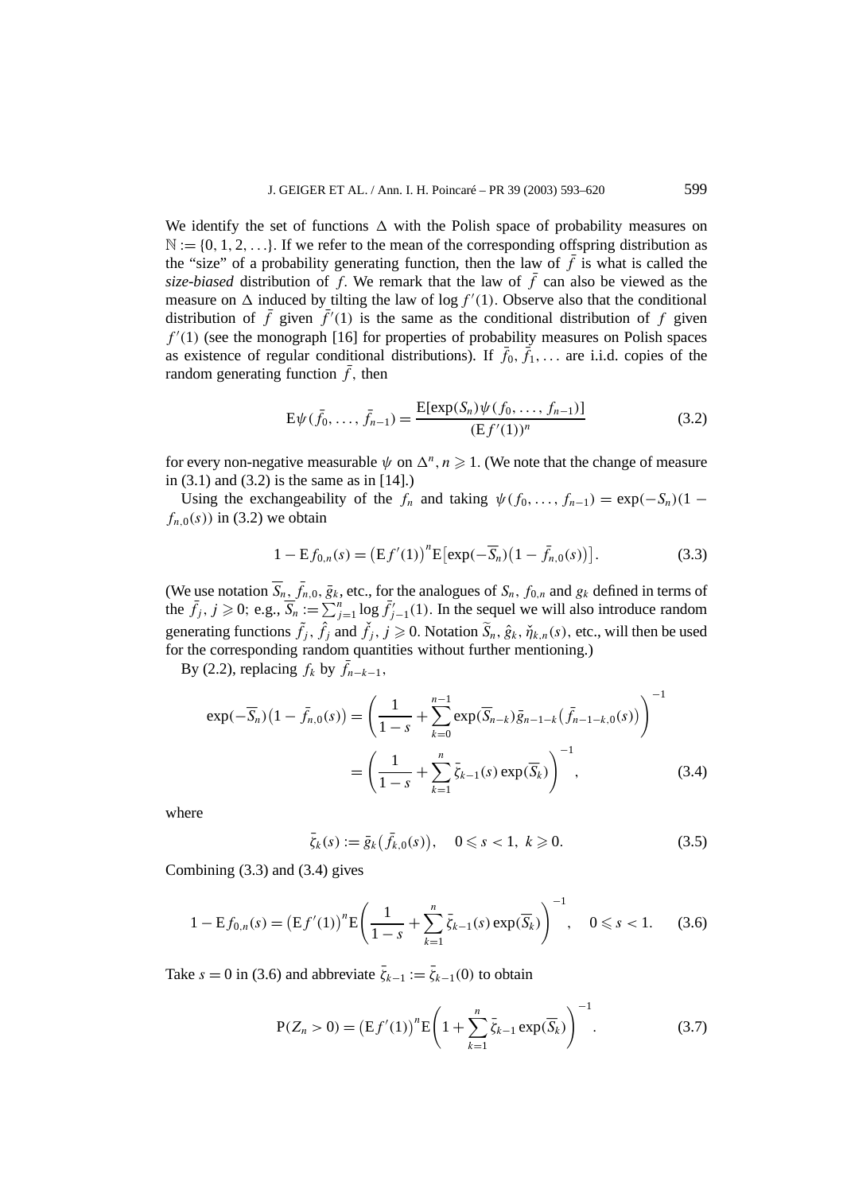We identify the set of functions $\Delta$ with the Polish space of probability measures on $\mathbb{N} := \{0, 1, 2, \ldots\}$. If we refer to the mean of the corresponding offspring distribution as the "size" of a probability generating function, then the law of $\bar{f}$ is what is called the *size-biased* distribution of $f$. We remark that the law of $\bar{f}$ can also be viewed as the measure on $\Delta$ induced by tilting the law of $\log f'(1)$. Observe also that the conditional distribution of $\bar{f}$ given $\bar{f}'(1)$ is the same as the conditional distribution of $f$ given $f'(1)$ (see the monograph [16] for properties of probability measures on Polish spaces as existence of regular conditional distributions). If $\bar{f}_0, \bar{f}_1, \ldots$ are i.i.d. copies of the random generating function $\bar{f}$, then

$$\mathrm{E}\psi(\bar{f}_0, \ldots, \bar{f}_{n-1}) = \frac{\mathrm{E}[\exp(S_n)\psi(f_0, \ldots, f_{n-1})]}{(\mathrm{E} f'(1))^n} \tag{3.2}$$

for every non-negative measurable $\psi$ on $\Delta^n$, $n \geqslant 1$. (We note that the change of measure in (3.1) and (3.2) is the same as in [14].)

Using the exchangeability of the $f_n$ and taking $\psi(f_0, \ldots, f_{n-1}) = \exp(-S_n)(1 - f_{n,0}(s))$ in (3.2) we obtain

$$1 - \mathrm{E} f_{0,n}(s) = \left(\mathrm{E} f'(1)\right)^n \mathrm{E}\left[\exp(-\overline{S}_n)\left(1 - \bar{f}_{n,0}(s)\right)\right]. \tag{3.3}$$

(We use notation $\overline{S}_n$, $\bar{f}_{n,0}$, $\bar{g}_k$, etc., for the analogues of $S_n$, $f_{0,n}$ and $g_k$ defined in terms of the $\bar{f}_j$, $j \geqslant 0$; e.g., $\overline{S}_n := \sum_{j=1}^{n} \log \bar{f}'_{j-1}(1)$. In the sequel we will also introduce random generating functions $\tilde{f}_j$, $\hat{f}_j$ and $\check{f}_j$, $j \geqslant 0$. Notation $\widetilde{S}_n$, $\hat{g}_k$, $\check{\eta}_{k,n}(s)$, etc., will then be used for the corresponding random quantities without further mentioning.)

By (2.2), replacing $f_k$ by $\bar{f}_{n-k-1}$,

$$\begin{aligned}
\exp(-\overline{S}_n)\left(1 - \bar{f}_{n,0}(s)\right) &= \left(\frac{1}{1-s} + \sum_{k=0}^{n-1} \exp(\overline{S}_{n-k})\bar{g}_{n-1-k}\left(\bar{f}_{n-1-k,0}(s)\right)\right)^{-1} \\
&= \left(\frac{1}{1-s} + \sum_{k=1}^{n} \bar{\zeta}_{k-1}(s)\exp(\overline{S}_k)\right)^{-1},
\end{aligned} \tag{3.4}$$

where

$$\bar{\zeta}_k(s) := \bar{g}_k\left(\bar{f}_{k,0}(s)\right), \quad 0 \leqslant s < 1,\ k \geqslant 0. \tag{3.5}$$

Combining (3.3) and (3.4) gives

$$1 - \mathrm{E} f_{0,n}(s) = \left(\mathrm{E} f'(1)\right)^n \mathrm{E}\left(\frac{1}{1-s} + \sum_{k=1}^{n} \bar{\zeta}_{k-1}(s)\exp(\overline{S}_k)\right)^{-1}, \quad 0 \leqslant s < 1. \tag{3.6}$$

Take $s = 0$ in (3.6) and abbreviate $\bar{\zeta}_{k-1} := \bar{\zeta}_{k-1}(0)$ to obtain

$$\mathrm{P}(Z_n > 0) = \left(\mathrm{E} f'(1)\right)^n \mathrm{E}\left(1 + \sum_{k=1}^{n} \bar{\zeta}_{k-1}\exp(\overline{S}_k)\right)^{-1}. \tag{3.7}$$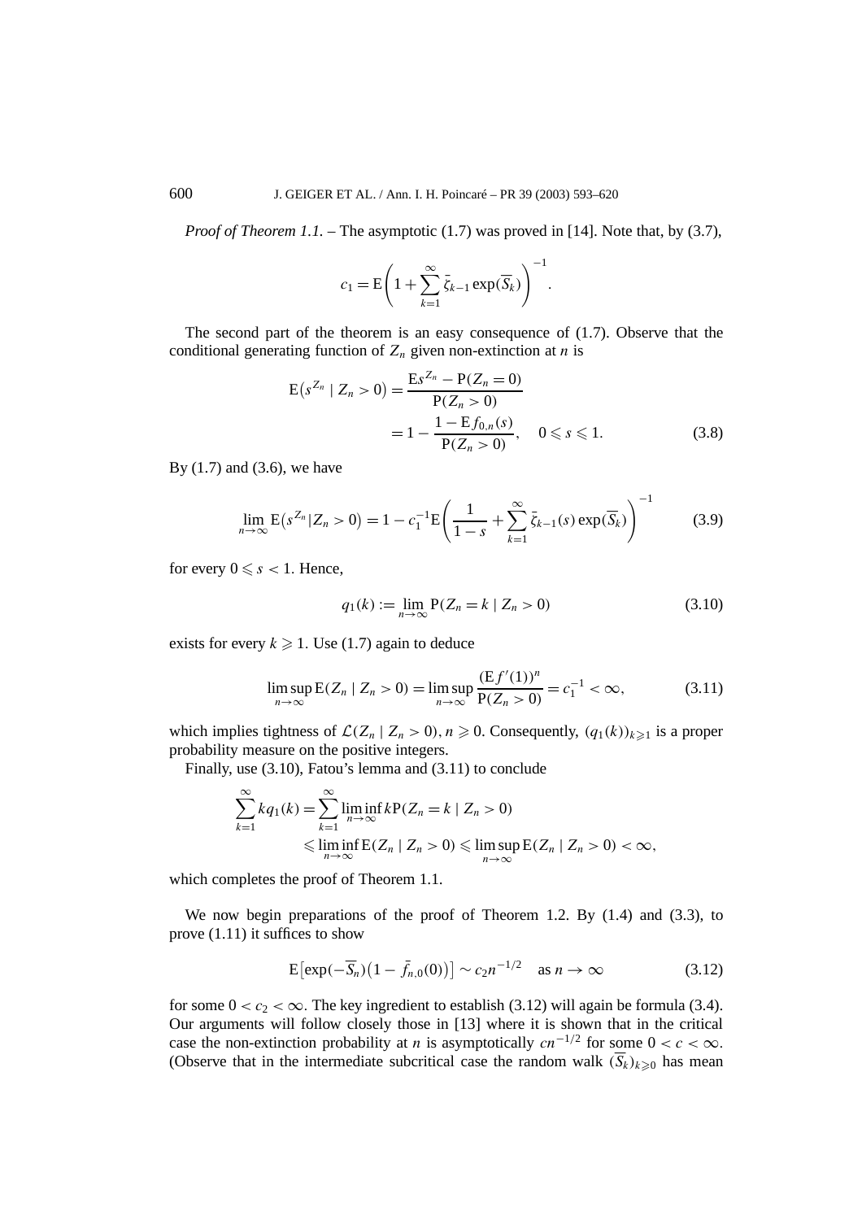*Proof of Theorem 1.1.* – The asymptotic (1.7) was proved in [14]. Note that, by (3.7),

$$c_1 = \mathrm{E}\left(1 + \sum_{k=1}^{\infty} \bar{\zeta}_{k-1} \exp(\overline{S}_k)\right)^{-1}.$$

The second part of the theorem is an easy consequence of (1.7). Observe that the conditional generating function of $Z_n$ given non-extinction at $n$ is

$$\begin{aligned}
\mathrm{E}\big(s^{Z_n} \mid Z_n > 0\big) &= \frac{\mathrm{E}s^{Z_n} - \mathrm{P}(Z_n = 0)}{\mathrm{P}(Z_n > 0)} \\
&= 1 - \frac{1 - \mathrm{E}\, f_{0,n}(s)}{\mathrm{P}(Z_n > 0)}, \quad 0 \leqslant s \leqslant 1.
\end{aligned} \tag{3.8}$$

By (1.7) and (3.6), we have

$$\lim_{n\to\infty} \mathrm{E}\big(s^{Z_n} | Z_n > 0\big) = 1 - c_1^{-1} \mathrm{E}\left(\frac{1}{1-s} + \sum_{k=1}^{\infty} \bar{\zeta}_{k-1}(s) \exp(\overline{S}_k)\right)^{-1} \tag{3.9}$$

for every $0 \leqslant s < 1$. Hence,

$$q_1(k) := \lim_{n\to\infty} \mathrm{P}(Z_n = k \mid Z_n > 0) \tag{3.10}$$

exists for every $k \geqslant 1$. Use (1.7) again to deduce

$$\limsup_{n\to\infty} \mathrm{E}(Z_n \mid Z_n > 0) = \limsup_{n\to\infty} \frac{(\mathrm{E}\, f'(1))^n}{\mathrm{P}(Z_n > 0)} = c_1^{-1} < \infty, \tag{3.11}$$

which implies tightness of $\mathcal{L}(Z_n \mid Z_n > 0), n \geqslant 0$. Consequently, $(q_1(k))_{k\geqslant 1}$ is a proper probability measure on the positive integers.

Finally, use (3.10), Fatou's lemma and (3.11) to conclude

$$\begin{aligned}
\sum_{k=1}^{\infty} k q_1(k) &= \sum_{k=1}^{\infty} \liminf_{n\to\infty} k \mathrm{P}(Z_n = k \mid Z_n > 0) \\
&\leqslant \liminf_{n\to\infty} \mathrm{E}(Z_n \mid Z_n > 0) \leqslant \limsup_{n\to\infty} \mathrm{E}(Z_n \mid Z_n > 0) < \infty,
\end{aligned}$$

which completes the proof of Theorem 1.1.

We now begin preparations of the proof of Theorem 1.2. By (1.4) and (3.3), to prove (1.11) it suffices to show

$$\mathrm{E}\big[\exp(-\overline{S}_n)\big(1 - \bar{f}_{n,0}(0)\big)\big] \sim c_2 n^{-1/2} \quad \text{as } n \to \infty \tag{3.12}$$

for some $0 < c_2 < \infty$. The key ingredient to establish (3.12) will again be formula (3.4). Our arguments will follow closely those in [13] where it is shown that in the critical case the non-extinction probability at $n$ is asymptotically $cn^{-1/2}$ for some $0 < c < \infty$. (Observe that in the intermediate subcritical case the random walk $(\overline{S}_k)_{k\geqslant 0}$ has mean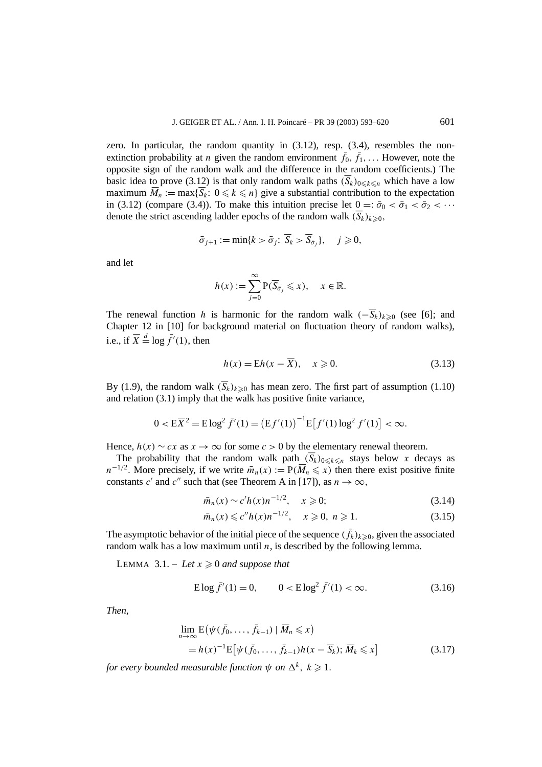zero. In particular, the random quantity in (3.12), resp. (3.4), resembles the non-extinction probability at $n$ given the random environment $\bar{f}_0, \bar{f}_1, \ldots$ However, note the opposite sign of the random walk and the difference in the random coefficients.) The basic idea to prove (3.12) is that only random walk paths $(\overline{S}_k)_{0 \leqslant k \leqslant n}$ which have a low maximum $\overline{M}_n := \max\{\overline{S}_k\colon 0 \leqslant k \leqslant n\}$ give a substantial contribution to the expectation in (3.12) (compare (3.4)). To make this intuition precise let $0 =: \bar{\sigma}_0 < \bar{\sigma}_1 < \bar{\sigma}_2 < \cdots$ denote the strict ascending ladder epochs of the random walk $(\overline{S}_k)_{k \geqslant 0}$,

$$\bar{\sigma}_{j+1} := \min\{k > \bar{\sigma}_j\colon \overline{S}_k > \overline{S}_{\bar{\sigma}_j}\}, \quad j \geqslant 0,$$

and let

$$h(x) := \sum_{j=0}^{\infty} \mathrm{P}(\overline{S}_{\bar{\sigma}_j} \leqslant x), \quad x \in \mathbb{R}.$$

The renewal function $h$ is harmonic for the random walk $(-\overline{S}_k)_{k \geqslant 0}$ (see [6]; and Chapter 12 in [10] for background material on fluctuation theory of random walks), i.e., if $\overline{X} \stackrel{d}{=} \log \bar{f}'(1)$, then

$$h(x) = \mathrm{E}h(x - \overline{X}), \quad x \geqslant 0. \tag{3.13}$$

By (1.9), the random walk $(\overline{S}_k)_{k \geqslant 0}$ has mean zero. The first part of assumption (1.10) and relation (3.1) imply that the walk has positive finite variance,

$$0 < \mathrm{E}\overline{X}^2 = \mathrm{E}\log^2 \bar{f}'(1) = \big(\mathrm{E}f'(1)\big)^{-1}\mathrm{E}\big[f'(1)\log^2 f'(1)\big] < \infty.$$

Hence, $h(x) \sim cx$ as $x \to \infty$ for some $c > 0$ by the elementary renewal theorem.

The probability that the random walk path $(\overline{S}_k)_{0 \leqslant k \leqslant n}$ stays below $x$ decays as $n^{-1/2}$. More precisely, if we write $\bar{m}_n(x) := \mathrm{P}(\overline{M}_n \leqslant x)$ then there exist positive finite constants $c'$ and $c''$ such that (see Theorem A in [17]), as $n \to \infty$,

$$\bar{m}_n(x) \sim c' h(x) n^{-1/2}, \quad x \geqslant 0; \tag{3.14}$$

$$\bar{m}_n(x) \leqslant c'' h(x) n^{-1/2}, \quad x \geqslant 0,\ n \geqslant 1. \tag{3.15}$$

The asymptotic behavior of the initial piece of the sequence $(\bar{f}_k)_{k \geqslant 0}$, given the associated random walk has a low maximum until $n$, is described by the following lemma.

LEMMA 3.1. – *Let $x \geqslant 0$ and suppose that*

$$\mathrm{E}\log \bar{f}'(1) = 0, \qquad 0 < \mathrm{E}\log^2 \bar{f}'(1) < \infty. \tag{3.16}$$

*Then,*

$$\begin{aligned} &\lim_{n \to \infty} \mathrm{E}\big(\psi(\bar{f}_0, \ldots, \bar{f}_{k-1}) \mid \overline{M}_n \leqslant x\big) \\ &\quad = h(x)^{-1}\mathrm{E}\big[\psi(\bar{f}_0, \ldots, \bar{f}_{k-1}) h(x - \overline{S}_k);\ \overline{M}_k \leqslant x\big] \end{aligned} \tag{3.17}$$

*for every bounded measurable function $\psi$ on $\Delta^k$, $k \geqslant 1$.*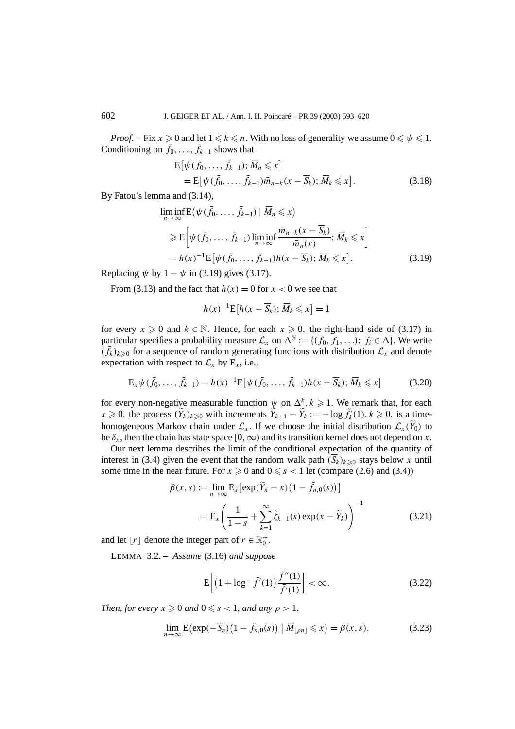*Proof.* – Fix $x \geqslant 0$ and let $1 \leqslant k \leqslant n$. With no loss of generality we assume $0 \leqslant \psi \leqslant 1$. Conditioning on $\bar{f}_0, \ldots, \bar{f}_{k-1}$ shows that

$$\begin{aligned}
&\mathrm{E}\big[\psi(\bar{f}_0, \ldots, \bar{f}_{k-1}); \overline{M}_n \leqslant x\big] \\
&\quad = \mathrm{E}\big[\psi(\bar{f}_0, \ldots, \bar{f}_{k-1}) \bar{m}_{n-k}(x - \overline{S}_k); \overline{M}_k \leqslant x\big]. \qquad (3.18)
\end{aligned}$$

By Fatou's lemma and (3.14),

$$\begin{aligned}
&\liminf_{n\to\infty} \mathrm{E}\big(\psi(\bar{f}_0, \ldots, \bar{f}_{k-1}) \mid \overline{M}_n \leqslant x\big) \\
&\quad \geqslant \mathrm{E}\left[\psi(\bar{f}_0, \ldots, \bar{f}_{k-1}) \liminf_{n\to\infty} \frac{\bar{m}_{n-k}(x - \overline{S}_k)}{\bar{m}_n(x)}; \overline{M}_k \leqslant x\right] \\
&\quad = h(x)^{-1} \mathrm{E}\big[\psi(\bar{f}_0, \ldots, \bar{f}_{k-1}) h(x - \overline{S}_k); \overline{M}_k \leqslant x\big]. \qquad (3.19)
\end{aligned}$$

Replacing $\psi$ by $1 - \psi$ in (3.19) gives (3.17).

From (3.13) and the fact that $h(x) = 0$ for $x < 0$ we see that

$$h(x)^{-1} \mathrm{E}\big[h(x - \overline{S}_k); \overline{M}_k \leqslant x\big] = 1$$

for every $x \geqslant 0$ and $k \in \mathbb{N}$. Hence, for each $x \geqslant 0$, the right-hand side of (3.17) in particular specifies a probability measure $\mathcal{L}_x$ on $\Delta^{\mathbb{N}} := \{(f_0, f_1, \ldots)\colon f_i \in \Delta\}$. We write $(\tilde{f}_k)_{k\geqslant 0}$ for a sequence of random generating functions with distribution $\mathcal{L}_x$ and denote expectation with respect to $\mathcal{L}_x$ by $\mathrm{E}_x$, i.e.,

$$\mathrm{E}_x \psi(\tilde{f}_0, \ldots, \tilde{f}_{k-1}) = h(x)^{-1} \mathrm{E}\big[\psi(\bar{f}_0, \ldots, \bar{f}_{k-1}) h(x - \overline{S}_k); \overline{M}_k \leqslant x\big] \qquad (3.20)$$

for every non-negative measurable function $\psi$ on $\Delta^k, k \geqslant 1$. We remark that, for each $x \geqslant 0$, the process $(\widetilde{Y}_k)_{k\geqslant 0}$ with increments $\widetilde{Y}_{k+1} - \widetilde{Y}_k := -\log \tilde{f}_k'(1), k \geqslant 0$, is a time-homogeneous Markov chain under $\mathcal{L}_x$. If we choose the initial distribution $\mathcal{L}_x(\widetilde{Y}_0)$ to be $\delta_x$, then the chain has state space $[0, \infty)$ and its transition kernel does not depend on $x$.

Our next lemma describes the limit of the conditional expectation of the quantity of interest in (3.4) given the event that the random walk path $(\overline{S}_k)_{k\geqslant 0}$ stays below $x$ until some time in the near future. For $x \geqslant 0$ and $0 \leqslant s < 1$ let (compare (2.6) and (3.4))

$$\begin{aligned}
\beta(x, s) &:= \lim_{n\to\infty} \mathrm{E}_x\big[\exp(\widetilde{Y}_n - x)\big(1 - \tilde{f}_{n,0}(s)\big)\big] \\
&= \mathrm{E}_x \left(\frac{1}{1-s} + \sum_{k=1}^{\infty} \tilde{\zeta}_{k-1}(s) \exp(x - \widetilde{Y}_k)\right)^{-1} \qquad (3.21)
\end{aligned}$$

and let $\lfloor r \rfloor$ denote the integer part of $r \in \mathbb{R}_0^+$.

LEMMA 3.2. – *Assume* (3.16) *and suppose*

$$\mathrm{E}\left[\big(1 + \log^- \bar{f}'(1)\big) \frac{\bar{f}''(1)}{\bar{f}'(1)}\right] < \infty. \qquad (3.22)$$

*Then, for every $x \geqslant 0$ and $0 \leqslant s < 1$, and any $\rho > 1$,*

$$\lim_{n\to\infty} \mathrm{E}\big(\exp(-\overline{S}_n)\big(1 - \bar{f}_{n,0}(s)\big) \mid \overline{M}_{\lfloor \rho n \rfloor} \leqslant x\big) = \beta(x, s). \qquad (3.23)$$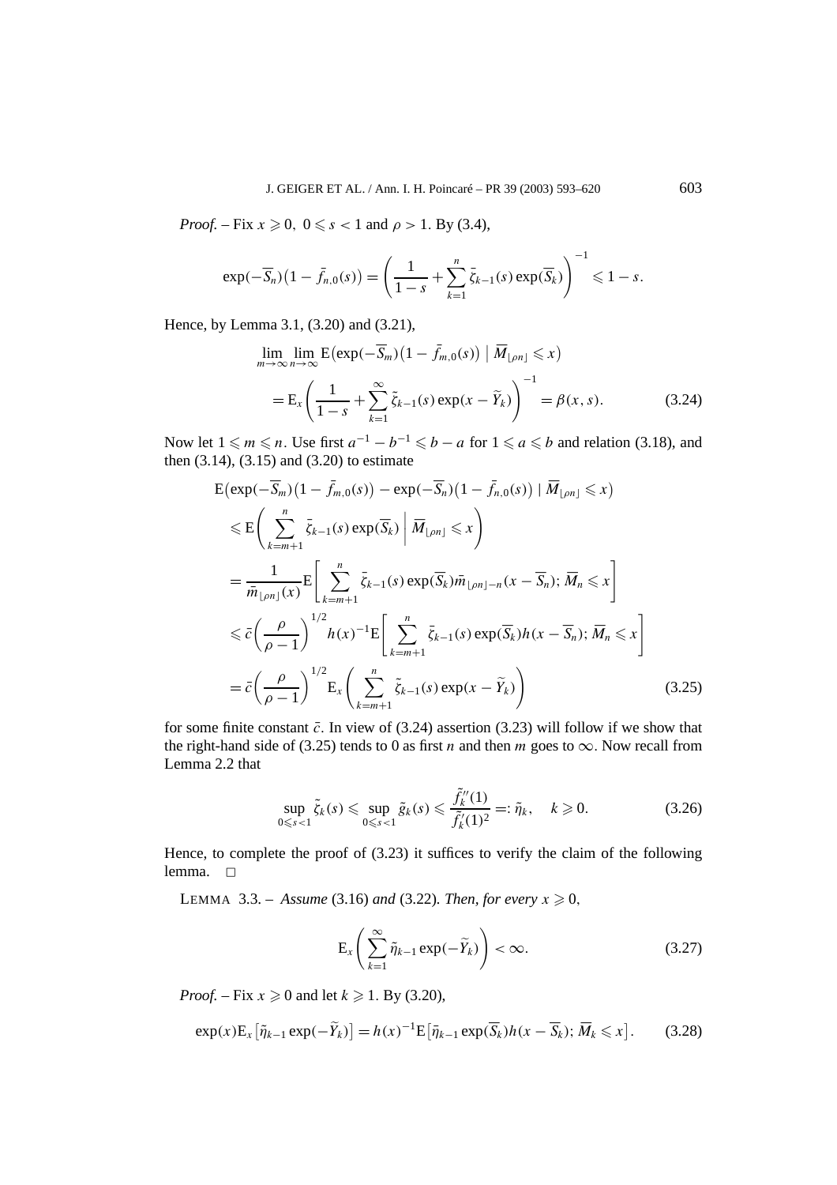*Proof.* – Fix $x \geqslant 0$, $0 \leqslant s < 1$ and $\rho > 1$. By (3.4),

$$\exp(-\overline{S}_n)\big(1 - \bar{f}_{n,0}(s)\big) = \left(\frac{1}{1-s} + \sum_{k=1}^{n} \bar{\zeta}_{k-1}(s)\exp(\overline{S}_k)\right)^{-1} \leqslant 1 - s.$$

Hence, by Lemma 3.1, (3.20) and (3.21),

$$\begin{aligned}
&\lim_{m\to\infty}\lim_{n\to\infty} \mathrm{E}\big(\exp(-\overline{S}_m)\big(1 - \bar{f}_{m,0}(s)\big) \mid \overline{M}_{\lfloor \rho n\rfloor} \leqslant x\big) \\
&\quad = \mathrm{E}_x\left(\frac{1}{1-s} + \sum_{k=1}^{\infty} \tilde{\zeta}_{k-1}(s)\exp(x - \widetilde{Y}_k)\right)^{-1} = \beta(x,s). \qquad (3.24)
\end{aligned}$$

Now let $1 \leqslant m \leqslant n$. Use first $a^{-1} - b^{-1} \leqslant b - a$ for $1 \leqslant a \leqslant b$ and relation (3.18), and then (3.14), (3.15) and (3.20) to estimate

$$\begin{aligned}
&\mathrm{E}\big(\exp(-\overline{S}_m)\big(1 - \bar{f}_{m,0}(s)\big) - \exp(-\overline{S}_n)\big(1 - \bar{f}_{n,0}(s)\big) \mid \overline{M}_{\lfloor \rho n\rfloor} \leqslant x\big) \\
&\quad \leqslant \mathrm{E}\left(\sum_{k=m+1}^{n} \bar{\zeta}_{k-1}(s)\exp(\overline{S}_k) \,\middle|\, \overline{M}_{\lfloor \rho n\rfloor} \leqslant x\right) \\
&\quad = \frac{1}{\bar{m}_{\lfloor \rho n\rfloor}(x)} \mathrm{E}\left[\sum_{k=m+1}^{n} \bar{\zeta}_{k-1}(s)\exp(\overline{S}_k)\bar{m}_{\lfloor \rho n\rfloor - n}(x - \overline{S}_n);\, \overline{M}_n \leqslant x\right] \\
&\quad \leqslant \bar{c}\left(\frac{\rho}{\rho-1}\right)^{1/2} h(x)^{-1}\mathrm{E}\left[\sum_{k=m+1}^{n} \bar{\zeta}_{k-1}(s)\exp(\overline{S}_k)h(x - \overline{S}_n);\, \overline{M}_n \leqslant x\right] \\
&\quad = \bar{c}\left(\frac{\rho}{\rho-1}\right)^{1/2} \mathrm{E}_x\left(\sum_{k=m+1}^{n} \tilde{\zeta}_{k-1}(s)\exp(x - \widetilde{Y}_k)\right) \qquad (3.25)
\end{aligned}$$

for some finite constant $\bar{c}$. In view of (3.24) assertion (3.23) will follow if we show that the right-hand side of (3.25) tends to 0 as first $n$ and then $m$ goes to $\infty$. Now recall from Lemma 2.2 that

$$\sup_{0\leqslant s<1} \tilde{\zeta}_k(s) \leqslant \sup_{0\leqslant s<1} \tilde{g}_k(s) \leqslant \frac{\tilde{f}_k''(1)}{\tilde{f}_k'(1)^2} =: \tilde{\eta}_k, \quad k \geqslant 0. \qquad (3.26)$$

Hence, to complete the proof of (3.23) it suffices to verify the claim of the following lemma. □

LEMMA 3.3. – *Assume* (3.16) *and* (3.22)*. Then, for every* $x \geqslant 0$,

$$\mathrm{E}_x\left(\sum_{k=1}^{\infty} \tilde{\eta}_{k-1}\exp(-\widetilde{Y}_k)\right) < \infty. \qquad (3.27)$$

*Proof.* – Fix $x \geqslant 0$ and let $k \geqslant 1$. By (3.20),

$$\exp(x)\mathrm{E}_x\big[\tilde{\eta}_{k-1}\exp(-\widetilde{Y}_k)\big] = h(x)^{-1}\mathrm{E}\big[\bar{\eta}_{k-1}\exp(\overline{S}_k)h(x - \overline{S}_k);\, \overline{M}_k \leqslant x\big]. \qquad (3.28)$$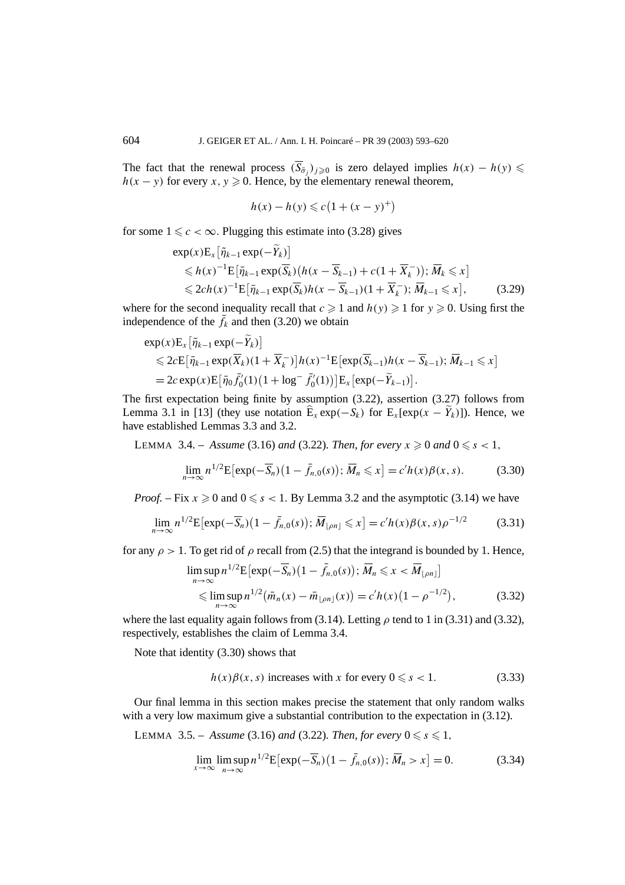The fact that the renewal process $(\overline{S}_{\bar{\sigma}_j})_{j\geqslant 0}$ is zero delayed implies $h(x) - h(y) \leqslant h(x-y)$ for every $x, y \geqslant 0$. Hence, by the elementary renewal theorem,

$$h(x) - h(y) \leqslant c\big(1 + (x-y)^+\big)$$

for some $1 \leqslant c < \infty$. Plugging this estimate into (3.28) gives

$$\begin{aligned}
&\exp(x)\mathrm{E}_x\big[\tilde{\eta}_{k-1}\exp(-\widetilde{Y}_k)\big] \\
&\quad\leqslant h(x)^{-1}\mathrm{E}\big[\bar{\eta}_{k-1}\exp(\overline{S}_k)\big(h(x-\overline{S}_{k-1}) + c(1+\overline{X}_k^-)\big);\, \overline{M}_k \leqslant x\big] \\
&\quad\leqslant 2ch(x)^{-1}\mathrm{E}\big[\bar{\eta}_{k-1}\exp(\overline{S}_k)h(x-\overline{S}_{k-1})(1+\overline{X}_k^-);\, \overline{M}_{k-1} \leqslant x\big],
\end{aligned} \tag{3.29}$$

where for the second inequality recall that $c \geqslant 1$ and $h(y) \geqslant 1$ for $y \geqslant 0$. Using first the independence of the $\bar{f}_k$ and then (3.20) we obtain

$$\begin{aligned}
&\exp(x)\mathrm{E}_x\big[\tilde{\eta}_{k-1}\exp(-\widetilde{Y}_k)\big] \\
&\quad\leqslant 2c\mathrm{E}\big[\bar{\eta}_{k-1}\exp(\overline{X}_k)(1+\overline{X}_k^-)\big]h(x)^{-1}\mathrm{E}\big[\exp(\overline{S}_{k-1})h(x-\overline{S}_{k-1});\, \overline{M}_{k-1} \leqslant x\big] \\
&\quad= 2c\exp(x)\mathrm{E}\big[\bar{\eta}_0\bar{f}_0'(1)\big(1+\log^-\bar{f}_0'(1)\big)\big]\mathrm{E}_x\big[\exp(-\widetilde{Y}_{k-1})\big].
\end{aligned}$$

The first expectation being finite by assumption (3.22), assertion (3.27) follows from Lemma 3.1 in [13] (they use notation $\widehat{\mathrm{E}}_x\exp(-S_k)$ for $\mathrm{E}_x[\exp(x-\widetilde{Y}_k)]$). Hence, we have established Lemmas 3.3 and 3.2.

LEMMA 3.4. – *Assume* (3.16) *and* (3.22). *Then, for every* $x \geqslant 0$ *and* $0 \leqslant s < 1$,

$$\lim_{n\to\infty} n^{1/2}\mathrm{E}\big[\exp(-\overline{S}_n)\big(1-\bar{f}_{n,0}(s)\big);\, \overline{M}_n \leqslant x\big] = c'h(x)\beta(x,s). \tag{3.30}$$

*Proof.* – Fix $x \geqslant 0$ and $0 \leqslant s < 1$. By Lemma 3.2 and the asymptotic (3.14) we have

$$\lim_{n\to\infty} n^{1/2}\mathrm{E}\big[\exp(-\overline{S}_n)\big(1-\bar{f}_{n,0}(s)\big);\, \overline{M}_{\lfloor\rho n\rfloor} \leqslant x\big] = c'h(x)\beta(x,s)\rho^{-1/2} \tag{3.31}$$

for any $\rho > 1$. To get rid of $\rho$ recall from (2.5) that the integrand is bounded by 1. Hence,

$$\begin{aligned}
&\limsup_{n\to\infty} n^{1/2}\mathrm{E}\big[\exp(-\overline{S}_n)\big(1-\bar{f}_{n,0}(s)\big);\, \overline{M}_n \leqslant x < \overline{M}_{\lfloor\rho n\rfloor}\big] \\
&\quad\leqslant \limsup_{n\to\infty} n^{1/2}\big(\bar{m}_n(x) - \bar{m}_{\lfloor\rho n\rfloor}(x)\big) = c'h(x)\big(1-\rho^{-1/2}\big),
\end{aligned} \tag{3.32}$$

where the last equality again follows from (3.14). Letting $\rho$ tend to 1 in (3.31) and (3.32), respectively, establishes the claim of Lemma 3.4.

Note that identity (3.30) shows that

$$h(x)\beta(x,s) \text{ increases with } x \text{ for every } 0 \leqslant s < 1. \tag{3.33}$$

Our final lemma in this section makes precise the statement that only random walks with a very low maximum give a substantial contribution to the expectation in (3.12).

LEMMA 3.5. – *Assume* (3.16) *and* (3.22). *Then, for every* $0 \leqslant s \leqslant 1$,

$$\lim_{x\to\infty}\limsup_{n\to\infty} n^{1/2}\mathrm{E}\big[\exp(-\overline{S}_n)\big(1-\bar{f}_{n,0}(s)\big);\, \overline{M}_n > x\big] = 0. \tag{3.34}$$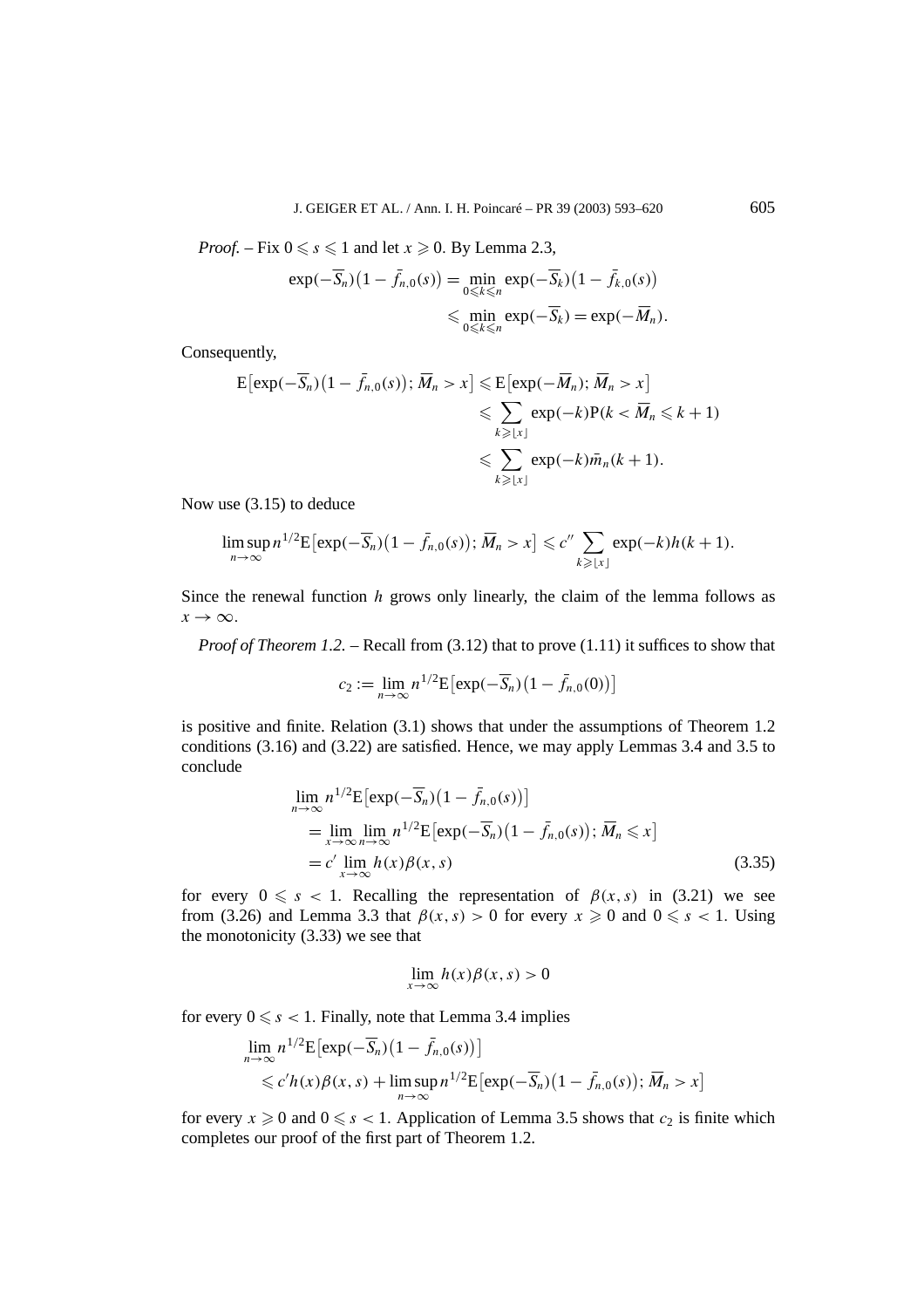*Proof.* – Fix $0 \leqslant s \leqslant 1$ and let $x \geqslant 0$. By Lemma 2.3,

$$\exp(-\overline{S}_n)\bigl(1 - \bar{f}_{n,0}(s)\bigr) = \min_{0 \leqslant k \leqslant n} \exp(-\overline{S}_k)\bigl(1 - \bar{f}_{k,0}(s)\bigr)$$
$$\leqslant \min_{0 \leqslant k \leqslant n} \exp(-\overline{S}_k) = \exp(-\overline{M}_n).$$

Consequently,

$$\begin{aligned}
\mathrm{E}\bigl[\exp(-\overline{S}_n)\bigl(1 - \bar{f}_{n,0}(s)\bigr); \overline{M}_n > x\bigr] &\leqslant \mathrm{E}\bigl[\exp(-\overline{M}_n); \overline{M}_n > x\bigr] \\
&\leqslant \sum_{k \geqslant \lfloor x \rfloor} \exp(-k)\mathrm{P}(k < \overline{M}_n \leqslant k+1) \\
&\leqslant \sum_{k \geqslant \lfloor x \rfloor} \exp(-k)\bar{m}_n(k+1).
\end{aligned}$$

Now use (3.15) to deduce

$$\limsup_{n \to \infty} n^{1/2}\mathrm{E}\bigl[\exp(-\overline{S}_n)\bigl(1 - \bar{f}_{n,0}(s)\bigr); \overline{M}_n > x\bigr] \leqslant c'' \sum_{k \geqslant \lfloor x \rfloor} \exp(-k)h(k+1).$$

Since the renewal function $h$ grows only linearly, the claim of the lemma follows as $x \to \infty$.

*Proof of Theorem 1.2.* – Recall from (3.12) that to prove (1.11) it suffices to show that

$$c_2 := \lim_{n \to \infty} n^{1/2}\mathrm{E}\bigl[\exp(-\overline{S}_n)\bigl(1 - \bar{f}_{n,0}(0)\bigr)\bigr]$$

is positive and finite. Relation (3.1) shows that under the assumptions of Theorem 1.2 conditions (3.16) and (3.22) are satisfied. Hence, we may apply Lemmas 3.4 and 3.5 to conclude

$$\begin{aligned}
&\lim_{n \to \infty} n^{1/2}\mathrm{E}\bigl[\exp(-\overline{S}_n)\bigl(1 - \bar{f}_{n,0}(s)\bigr)\bigr] \\
&\quad = \lim_{x \to \infty}\lim_{n \to \infty} n^{1/2}\mathrm{E}\bigl[\exp(-\overline{S}_n)\bigl(1 - \bar{f}_{n,0}(s)\bigr); \overline{M}_n \leqslant x\bigr] \\
&\quad = c' \lim_{x \to \infty} h(x)\beta(x,s)
\end{aligned} \tag{3.35}$$

for every $0 \leqslant s < 1$. Recalling the representation of $\beta(x,s)$ in (3.21) we see from (3.26) and Lemma 3.3 that $\beta(x,s) > 0$ for every $x \geqslant 0$ and $0 \leqslant s < 1$. Using the monotonicity (3.33) we see that

$$\lim_{x \to \infty} h(x)\beta(x,s) > 0$$

for every $0 \leqslant s < 1$. Finally, note that Lemma 3.4 implies

$$\begin{aligned}
&\lim_{n \to \infty} n^{1/2}\mathrm{E}\bigl[\exp(-\overline{S}_n)\bigl(1 - \bar{f}_{n,0}(s)\bigr)\bigr] \\
&\quad \leqslant c'h(x)\beta(x,s) + \limsup_{n \to \infty} n^{1/2}\mathrm{E}\bigl[\exp(-\overline{S}_n)\bigl(1 - \bar{f}_{n,0}(s)\bigr); \overline{M}_n > x\bigr]
\end{aligned}$$

for every $x \geqslant 0$ and $0 \leqslant s < 1$. Application of Lemma 3.5 shows that $c_2$ is finite which completes our proof of the first part of Theorem 1.2.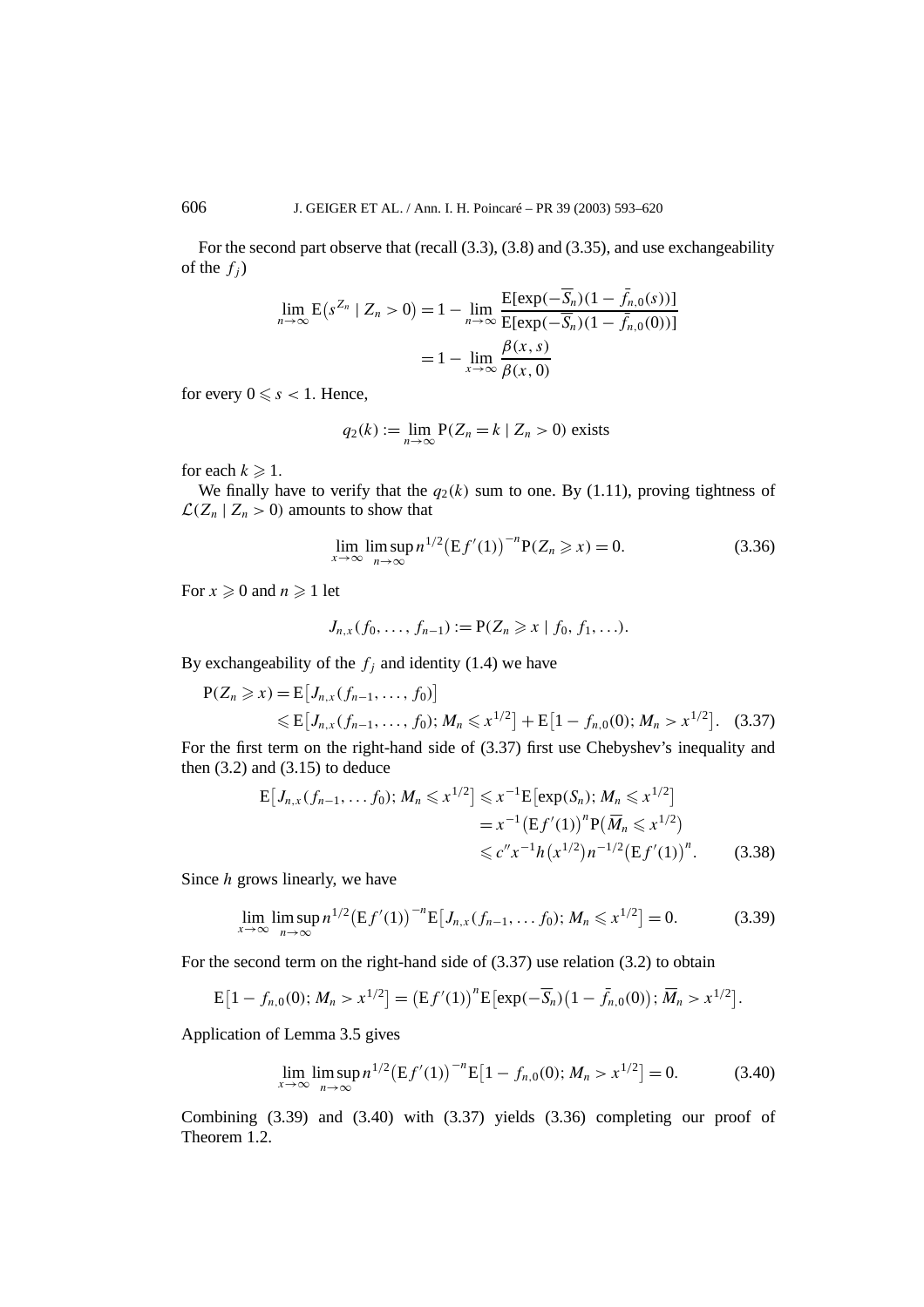For the second part observe that (recall (3.3), (3.8) and (3.35), and use exchangeability of the $f_j$)

$$\lim_{n\to\infty} \mathrm{E}\big(s^{Z_n} \mid Z_n > 0\big) = 1 - \lim_{n\to\infty} \frac{\mathrm{E}[\exp(-\overline{S}_n)(1-\bar{f}_{n,0}(s))]}{\mathrm{E}[\exp(-\overline{S}_n)(1-\bar{f}_{n,0}(0))]}$$

$$= 1 - \lim_{x\to\infty} \frac{\beta(x,s)}{\beta(x,0)}$$

for every $0 \leqslant s < 1$. Hence,

$$q_2(k) := \lim_{n\to\infty} \mathrm{P}(Z_n = k \mid Z_n > 0) \text{ exists}$$

for each $k \geqslant 1$.

We finally have to verify that the $q_2(k)$ sum to one. By (1.11), proving tightness of $\mathcal{L}(Z_n \mid Z_n > 0)$ amounts to show that

$$\lim_{x\to\infty} \limsup_{n\to\infty} n^{1/2}\big(\mathrm{E}f'(1)\big)^{-n} \mathrm{P}(Z_n \geqslant x) = 0. \tag{3.36}$$

For $x \geqslant 0$ and $n \geqslant 1$ let

$$J_{n,x}(f_0,\ldots,f_{n-1}) := \mathrm{P}(Z_n \geqslant x \mid f_0, f_1, \ldots).$$

By exchangeability of the $f_j$ and identity (1.4) we have

$$\begin{aligned}
\mathrm{P}(Z_n \geqslant x) &= \mathrm{E}\big[J_{n,x}(f_{n-1},\ldots,f_0)\big] \\
&\leqslant \mathrm{E}\big[J_{n,x}(f_{n-1},\ldots,f_0); M_n \leqslant x^{1/2}\big] + \mathrm{E}\big[1 - f_{n,0}(0); M_n > x^{1/2}\big]. \qquad (3.37)
\end{aligned}$$

For the first term on the right-hand side of (3.37) first use Chebyshev's inequality and then (3.2) and (3.15) to deduce

$$\begin{aligned}
\mathrm{E}\big[J_{n,x}(f_{n-1},\ldots f_0); M_n \leqslant x^{1/2}\big] &\leqslant x^{-1}\mathrm{E}\big[\exp(S_n); M_n \leqslant x^{1/2}\big] \\
&= x^{-1}\big(\mathrm{E}f'(1)\big)^n \mathrm{P}\big(\overline{M}_n \leqslant x^{1/2}\big) \\
&\leqslant c'' x^{-1} h\big(x^{1/2}\big) n^{-1/2}\big(\mathrm{E}f'(1)\big)^n. \qquad (3.38)
\end{aligned}$$

Since $h$ grows linearly, we have

$$\lim_{x\to\infty} \limsup_{n\to\infty} n^{1/2}\big(\mathrm{E}f'(1)\big)^{-n} \mathrm{E}\big[J_{n,x}(f_{n-1},\ldots f_0); M_n \leqslant x^{1/2}\big] = 0. \tag{3.39}$$

For the second term on the right-hand side of (3.37) use relation (3.2) to obtain

$$\mathrm{E}\big[1 - f_{n,0}(0); M_n > x^{1/2}\big] = \big(\mathrm{E}f'(1)\big)^n \mathrm{E}\big[\exp(-\overline{S}_n)\big(1 - \bar{f}_{n,0}(0)\big); \overline{M}_n > x^{1/2}\big].$$

Application of Lemma 3.5 gives

$$\lim_{x\to\infty} \limsup_{n\to\infty} n^{1/2}\big(\mathrm{E}f'(1)\big)^{-n} \mathrm{E}\big[1 - f_{n,0}(0); M_n > x^{1/2}\big] = 0. \tag{3.40}$$

Combining (3.39) and (3.40) with (3.37) yields (3.36) completing our proof of Theorem 1.2.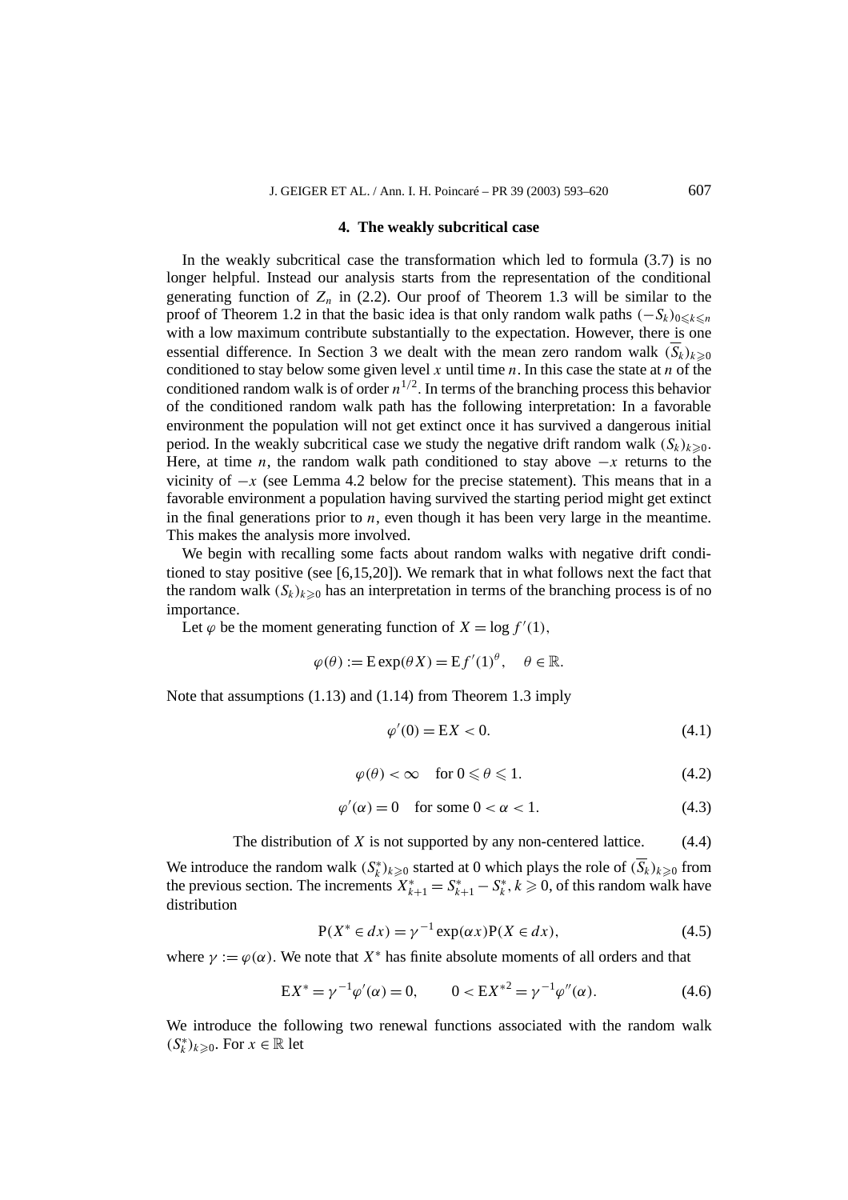## 4. The weakly subcritical case

In the weakly subcritical case the transformation which led to formula (3.7) is no longer helpful. Instead our analysis starts from the representation of the conditional generating function of $Z_n$ in (2.2). Our proof of Theorem 1.3 will be similar to the proof of Theorem 1.2 in that the basic idea is that only random walk paths $(-S_k)_{0\leqslant k\leqslant n}$ with a low maximum contribute substantially to the expectation. However, there is one essential difference. In Section 3 we dealt with the mean zero random walk $(\overline{S}_k)_{k\geqslant 0}$ conditioned to stay below some given level $x$ until time $n$. In this case the state at $n$ of the conditioned random walk is of order $n^{1/2}$. In terms of the branching process this behavior of the conditioned random walk path has the following interpretation: In a favorable environment the population will not get extinct once it has survived a dangerous initial period. In the weakly subcritical case we study the negative drift random walk $(S_k)_{k\geqslant 0}$. Here, at time $n$, the random walk path conditioned to stay above $-x$ returns to the vicinity of $-x$ (see Lemma 4.2 below for the precise statement). This means that in a favorable environment a population having survived the starting period might get extinct in the final generations prior to $n$, even though it has been very large in the meantime. This makes the analysis more involved.

We begin with recalling some facts about random walks with negative drift conditioned to stay positive (see [6,15,20]). We remark that in what follows next the fact that the random walk $(S_k)_{k\geqslant 0}$ has an interpretation in terms of the branching process is of no importance.

Let $\varphi$ be the moment generating function of $X = \log f'(1)$,

$$\varphi(\theta) := \mathrm{E}\exp(\theta X) = \mathrm{E}f'(1)^{\theta}, \quad \theta \in \mathbb{R}.$$

Note that assumptions (1.13) and (1.14) from Theorem 1.3 imply

$$\varphi'(0) = \mathrm{E}X < 0. \tag{4.1}$$

$$\varphi(\theta) < \infty \quad \text{for } 0 \leqslant \theta \leqslant 1. \tag{4.2}$$

$$\varphi'(\alpha) = 0 \quad \text{for some } 0 < \alpha < 1. \tag{4.3}$$

$$\text{The distribution of } X \text{ is not supported by any non-centered lattice.} \tag{4.4}$$

We introduce the random walk $(S_k^*)_{k\geqslant 0}$ started at 0 which plays the role of $(\overline{S}_k)_{k\geqslant 0}$ from the previous section. The increments $X_{k+1}^* = S_{k+1}^* - S_k^*$, $k \geqslant 0$, of this random walk have distribution

$$\mathrm{P}(X^* \in dx) = \gamma^{-1}\exp(\alpha x)\mathrm{P}(X \in dx), \tag{4.5}$$

where $\gamma := \varphi(\alpha)$. We note that $X^*$ has finite absolute moments of all orders and that

$$\mathrm{E}X^* = \gamma^{-1}\varphi'(\alpha) = 0, \qquad 0 < \mathrm{E}X^{*2} = \gamma^{-1}\varphi''(\alpha). \tag{4.6}$$

We introduce the following two renewal functions associated with the random walk $(S_k^*)_{k\geqslant 0}$. For $x \in \mathbb{R}$ let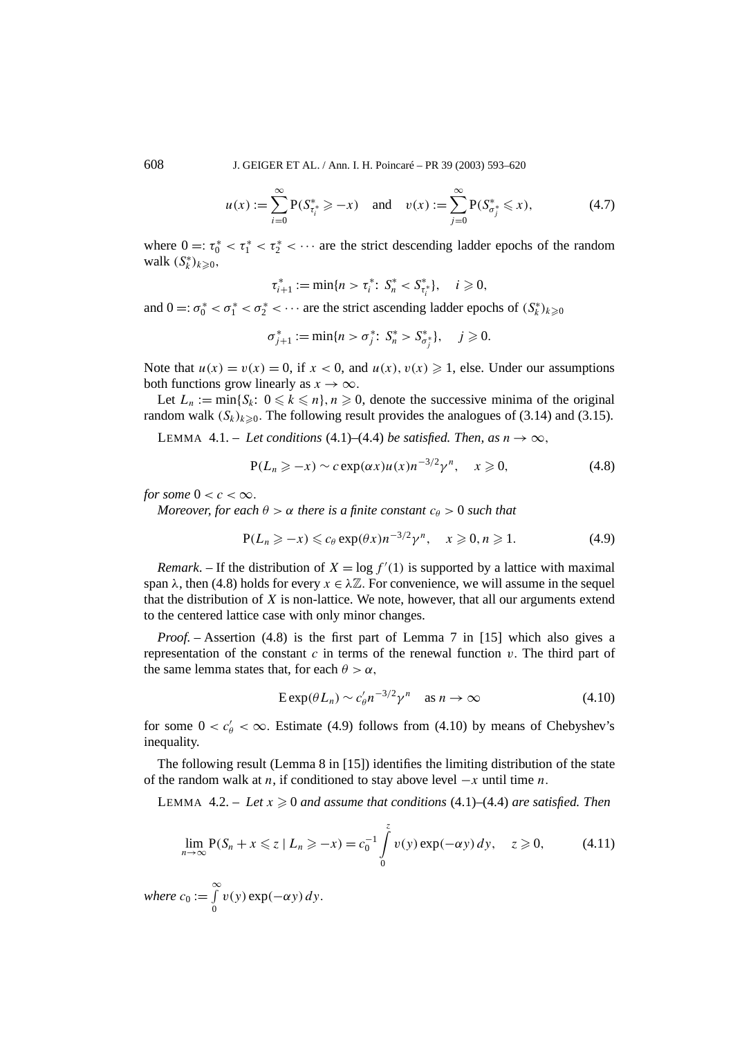$$u(x) := \sum_{i=0}^{\infty} \mathrm{P}(S^*_{\tau^*_i} \geqslant -x) \quad \text{and} \quad v(x) := \sum_{j=0}^{\infty} \mathrm{P}(S^*_{\sigma^*_j} \leqslant x), \tag{4.7}$$

where $0 =: \tau^*_0 < \tau^*_1 < \tau^*_2 < \cdots$ are the strict descending ladder epochs of the random walk $(S^*_k)_{k \geqslant 0}$,

$$\tau^*_{i+1} := \min\{n > \tau^*_i \colon\ S^*_n < S^*_{\tau^*_i}\}, \quad i \geqslant 0,$$

and $0 =: \sigma^*_0 < \sigma^*_1 < \sigma^*_2 < \cdots$ are the strict ascending ladder epochs of $(S^*_k)_{k \geqslant 0}$

$$\sigma^*_{j+1} := \min\{n > \sigma^*_j \colon\ S^*_n > S^*_{\sigma^*_j}\}, \quad j \geqslant 0.$$

Note that $u(x) = v(x) = 0$, if $x < 0$, and $u(x), v(x) \geqslant 1$, else. Under our assumptions both functions grow linearly as $x \to \infty$.

Let $L_n := \min\{S_k \colon\ 0 \leqslant k \leqslant n\}, n \geqslant 0$, denote the successive minima of the original random walk $(S_k)_{k \geqslant 0}$. The following result provides the analogues of (3.14) and (3.15).

LEMMA 4.1. – *Let conditions* (4.1)–(4.4) *be satisfied. Then, as* $n \to \infty$,

$$\mathrm{P}(L_n \geqslant -x) \sim c \exp(\alpha x) u(x) n^{-3/2} \gamma^n, \quad x \geqslant 0, \tag{4.8}$$

*for some* $0 < c < \infty$.

*Moreover, for each* $\theta > \alpha$ *there is a finite constant* $c_\theta > 0$ *such that*

$$\mathrm{P}(L_n \geqslant -x) \leqslant c_\theta \exp(\theta x) n^{-3/2} \gamma^n, \quad x \geqslant 0, n \geqslant 1. \tag{4.9}$$

*Remark*. – If the distribution of $X = \log f'(1)$ is supported by a lattice with maximal span $\lambda$, then (4.8) holds for every $x \in \lambda\mathbb{Z}$. For convenience, we will assume in the sequel that the distribution of $X$ is non-lattice. We note, however, that all our arguments extend to the centered lattice case with only minor changes.

*Proof*. – Assertion (4.8) is the first part of Lemma 7 in [15] which also gives a representation of the constant $c$ in terms of the renewal function $v$. The third part of the same lemma states that, for each $\theta > \alpha$,

$$\mathrm{E} \exp(\theta L_n) \sim c'_\theta n^{-3/2} \gamma^n \quad \text{as } n \to \infty \tag{4.10}$$

for some $0 < c'_\theta < \infty$. Estimate (4.9) follows from (4.10) by means of Chebyshev's inequality.

The following result (Lemma 8 in [15]) identifies the limiting distribution of the state of the random walk at $n$, if conditioned to stay above level $-x$ until time $n$.

LEMMA 4.2. – *Let* $x \geqslant 0$ *and assume that conditions* (4.1)–(4.4) *are satisfied. Then*

$$\lim_{n \to \infty} \mathrm{P}(S_n + x \leqslant z \mid L_n \geqslant -x) = c_0^{-1} \int_0^z v(y) \exp(-\alpha y)\, dy, \quad z \geqslant 0, \tag{4.11}$$

*where* $c_0 := \int_0^\infty v(y) \exp(-\alpha y)\, dy$.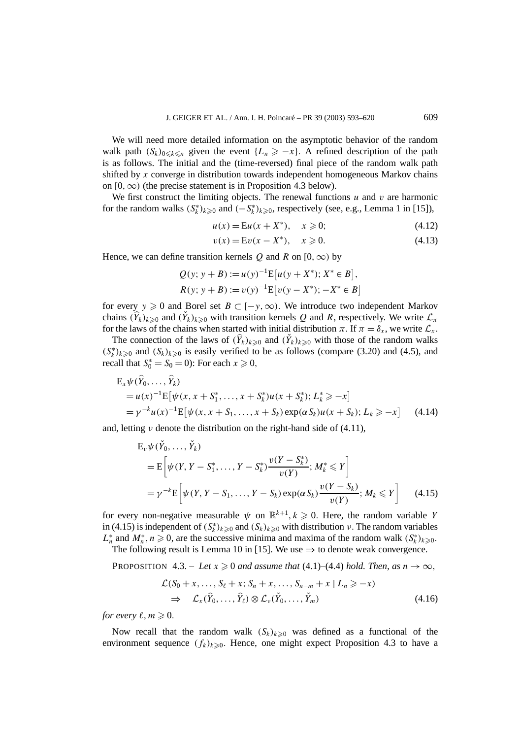We will need more detailed information on the asymptotic behavior of the random walk path $(S_k)_{0\leqslant k\leqslant n}$ given the event $\{L_n \geqslant -x\}$. A refined description of the path is as follows. The initial and the (time-reversed) final piece of the random walk path shifted by $x$ converge in distribution towards independent homogeneous Markov chains on $[0,\infty)$ (the precise statement is in Proposition 4.3 below).

We first construct the limiting objects. The renewal functions $u$ and $v$ are harmonic for the random walks $(S_k^*)_{k\geqslant 0}$ and $(-S_k^*)_{k\geqslant 0}$, respectively (see, e.g., Lemma 1 in [15]),

$$u(x) = \mathrm{E}u(x + X^*), \quad x \geqslant 0; \tag{4.12}$$

$$v(x) = \mathrm{E}v(x - X^*), \quad x \geqslant 0. \tag{4.13}$$

Hence, we can define transition kernels $Q$ and $R$ on $[0,\infty)$ by

$$Q(y; y + B) := u(y)^{-1}\mathrm{E}\big[u(y + X^*); X^* \in B\big],$$
$$R(y; y + B) := v(y)^{-1}\mathrm{E}\big[v(y - X^*); -X^* \in B\big]$$

for every $y \geqslant 0$ and Borel set $B \subset [-y,\infty)$. We introduce two independent Markov chains $(\widehat{Y}_k)_{k\geqslant 0}$ and $(\check{Y}_k)_{k\geqslant 0}$ with transition kernels $Q$ and $R$, respectively. We write $\mathcal{L}_\pi$ for the laws of the chains when started with initial distribution $\pi$. If $\pi = \delta_x$, we write $\mathcal{L}_x$.

The connection of the laws of $(\widehat{Y}_k)_{k\geqslant 0}$ and $(\check{Y}_k)_{k\geqslant 0}$ with those of the random walks $(S_k^*)_{k\geqslant 0}$ and $(S_k)_{k\geqslant 0}$ is easily verified to be as follows (compare (3.20) and (4.5), and recall that $S_0^* = S_0 = 0$): For each $x \geqslant 0$,

$$\begin{aligned}
&\mathrm{E}_x\psi(\widehat{Y}_0,\ldots,\widehat{Y}_k) \\
&\quad = u(x)^{-1}\mathrm{E}\big[\psi(x, x + S_1^*,\ldots,x + S_k^*)u(x + S_k^*); L_k^* \geqslant -x\big] \\
&\quad = \gamma^{-k}u(x)^{-1}\mathrm{E}\big[\psi(x, x + S_1,\ldots,x + S_k)\exp(\alpha S_k)u(x + S_k); L_k \geqslant -x\big]
\end{aligned} \tag{4.14}$$

and, letting $\nu$ denote the distribution on the right-hand side of (4.11),

$$\begin{aligned}
&\mathrm{E}_\nu\psi(\check{Y}_0,\ldots,\check{Y}_k) \\
&\quad = \mathrm{E}\left[\psi(Y, Y - S_1^*,\ldots,Y - S_k^*)\frac{v(Y - S_k^*)}{v(Y)}; M_k^* \leqslant Y\right] \\
&\quad = \gamma^{-k}\mathrm{E}\left[\psi(Y, Y - S_1,\ldots,Y - S_k)\exp(\alpha S_k)\frac{v(Y - S_k)}{v(Y)}; M_k \leqslant Y\right]
\end{aligned} \tag{4.15}$$

for every non-negative measurable $\psi$ on $\mathbb{R}^{k+1}$, $k \geqslant 0$. Here, the random variable $Y$ in (4.15) is independent of $(S_k^*)_{k\geqslant 0}$ and $(S_k)_{k\geqslant 0}$ with distribution $\nu$. The random variables $L_n^*$ and $M_n^*$, $n \geqslant 0$, are the successive minima and maxima of the random walk $(S_k^*)_{k\geqslant 0}$.

The following result is Lemma 10 in [15]. We use $\Rightarrow$ to denote weak convergence.

PROPOSITION 4.3. – *Let $x \geqslant 0$ and assume that* (4.1)–(4.4) *hold. Then, as $n \to \infty$,*

$$\begin{aligned}
&\mathcal{L}(S_0 + x,\ldots,S_\ell + x; S_n + x,\ldots,S_{n-m} + x \mid L_n \geqslant -x) \\
&\quad \Rightarrow \quad \mathcal{L}_x(\widehat{Y}_0,\ldots,\widehat{Y}_\ell) \otimes \mathcal{L}_\nu(\check{Y}_0,\ldots,\check{Y}_m)
\end{aligned} \tag{4.16}$$

*for every $\ell, m \geqslant 0$.*

Now recall that the random walk $(S_k)_{k\geqslant 0}$ was defined as a functional of the environment sequence $(f_k)_{k\geqslant 0}$. Hence, one might expect Proposition 4.3 to have a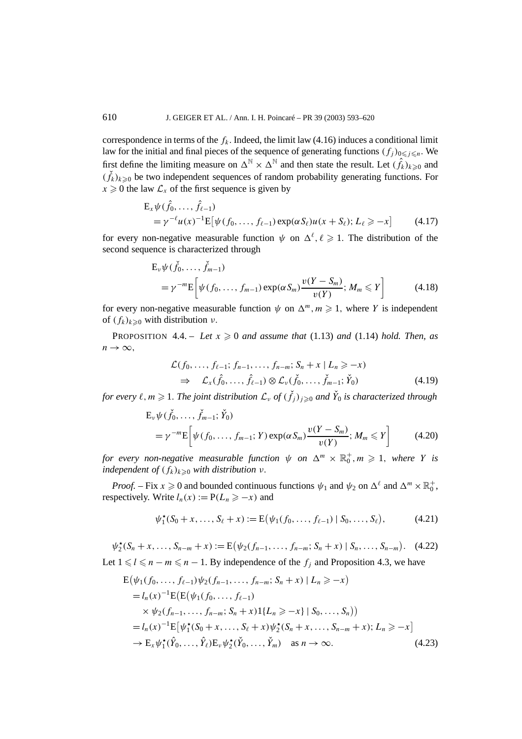correspondence in terms of the $f_k$. Indeed, the limit law (4.16) induces a conditional limit law for the initial and final pieces of the sequence of generating functions $(f_j)_{0\leqslant j\leqslant n}$. We first define the limiting measure on $\Delta^{\mathbb{N}}\times\Delta^{\mathbb{N}}$ and then state the result. Let $(\hat{f}_k)_{k\geqslant 0}$ and $(\check{f}_k)_{k\geqslant 0}$ be two independent sequences of random probability generating functions. For $x\geqslant 0$ the law $\mathcal{L}_x$ of the first sequence is given by

$$\begin{aligned}
&\mathrm{E}_x\psi(\hat{f}_0,\ldots,\hat{f}_{\ell-1})\\
&\quad=\gamma^{-\ell}u(x)^{-1}\mathrm{E}\big[\psi(f_0,\ldots,f_{\ell-1})\exp(\alpha S_\ell)u(x+S_\ell);\,L_\ell\geqslant -x\big] \qquad (4.17)
\end{aligned}$$

for every non-negative measurable function $\psi$ on $\Delta^\ell$, $\ell\geqslant 1$. The distribution of the second sequence is characterized through

$$\begin{aligned}
&\mathrm{E}_\nu\psi(\check{f}_0,\ldots,\check{f}_{m-1})\\
&\quad=\gamma^{-m}\mathrm{E}\bigg[\psi(f_0,\ldots,f_{m-1})\exp(\alpha S_m)\frac{\upsilon(Y-S_m)}{\upsilon(Y)};\,M_m\leqslant Y\bigg] \qquad (4.18)
\end{aligned}$$

for every non-negative measurable function $\psi$ on $\Delta^m$, $m\geqslant 1$, where $Y$ is independent of $(f_k)_{k\geqslant 0}$ with distribution $\nu$.

PROPOSITION 4.4. – *Let $x\geqslant 0$ and assume that* (1.13) *and* (1.14) *hold. Then, as $n\to\infty$,*

$$\begin{aligned}
&\mathcal{L}(f_0,\ldots,f_{\ell-1};f_{n-1},\ldots,f_{n-m};S_n+x\mid L_n\geqslant -x)\\
&\quad\Rightarrow\quad \mathcal{L}_x(\hat{f}_0,\ldots,\hat{f}_{\ell-1})\otimes\mathcal{L}_\nu(\check{f}_0,\ldots,\check{f}_{m-1};\check{Y}_0) \qquad (4.19)
\end{aligned}$$

*for every $\ell,m\geqslant 1$. The joint distribution $\mathcal{L}_\nu$ of $(\check{f}_j)_{j\geqslant 0}$ and $\check{Y}_0$ is characterized through*

$$\begin{aligned}
&\mathrm{E}_\nu\psi(\check{f}_0,\ldots,\check{f}_{m-1};\check{Y}_0)\\
&\quad=\gamma^{-m}\mathrm{E}\bigg[\psi(f_0,\ldots,f_{m-1};Y)\exp(\alpha S_m)\frac{\upsilon(Y-S_m)}{\upsilon(Y)};\,M_m\leqslant Y\bigg] \qquad (4.20)
\end{aligned}$$

*for every non-negative measurable function $\psi$ on $\Delta^m\times\mathbb{R}_0^+$, $m\geqslant 1$, where $Y$ is independent of $(f_k)_{k\geqslant 0}$ with distribution $\nu$.*

*Proof.* – Fix $x\geqslant 0$ and bounded continuous functions $\psi_1$ and $\psi_2$ on $\Delta^\ell$ and $\Delta^m\times\mathbb{R}_0^+$, respectively. Write $l_n(x):=\mathrm{P}(L_n\geqslant -x)$ and

$$\psi_1^\star(S_0+x,\ldots,S_\ell+x):=\mathrm{E}\big(\psi_1(f_0,\ldots,f_{\ell-1})\mid S_0,\ldots,S_\ell\big), \qquad (4.21)$$

$$\psi_2^\star(S_n+x,\ldots,S_{n-m}+x):=\mathrm{E}\big(\psi_2(f_{n-1},\ldots,f_{n-m};S_n+x)\mid S_n,\ldots,S_{n-m}\big). \qquad (4.22)$$

Let $1\leqslant l\leqslant n-m\leqslant n-1$. By independence of the $f_j$ and Proposition 4.3, we have

$$\begin{aligned}
&\mathrm{E}\big(\psi_1(f_0,\ldots,f_{\ell-1})\psi_2(f_{n-1},\ldots,f_{n-m};S_n+x)\mid L_n\geqslant -x\big)\\
&\quad=l_n(x)^{-1}\mathrm{E}\big(\mathrm{E}\big(\psi_1(f_0,\ldots,f_{\ell-1})\\
&\qquad\times\psi_2(f_{n-1},\ldots,f_{n-m};S_n+x)1\{L_n\geqslant -x\}\mid S_0,\ldots,S_n\big)\big)\\
&\quad=l_n(x)^{-1}\mathrm{E}\big[\psi_1^\star(S_0+x,\ldots,S_\ell+x)\psi_2^\star(S_n+x,\ldots,S_{n-m}+x);\,L_n\geqslant -x\big]\\
&\quad\to\mathrm{E}_x\psi_1^\star(\hat{Y}_0,\ldots,\hat{Y}_\ell)\mathrm{E}_\nu\psi_2^\star(\check{Y}_0,\ldots,\check{Y}_m)\quad\text{as } n\to\infty. \qquad (4.23)
\end{aligned}$$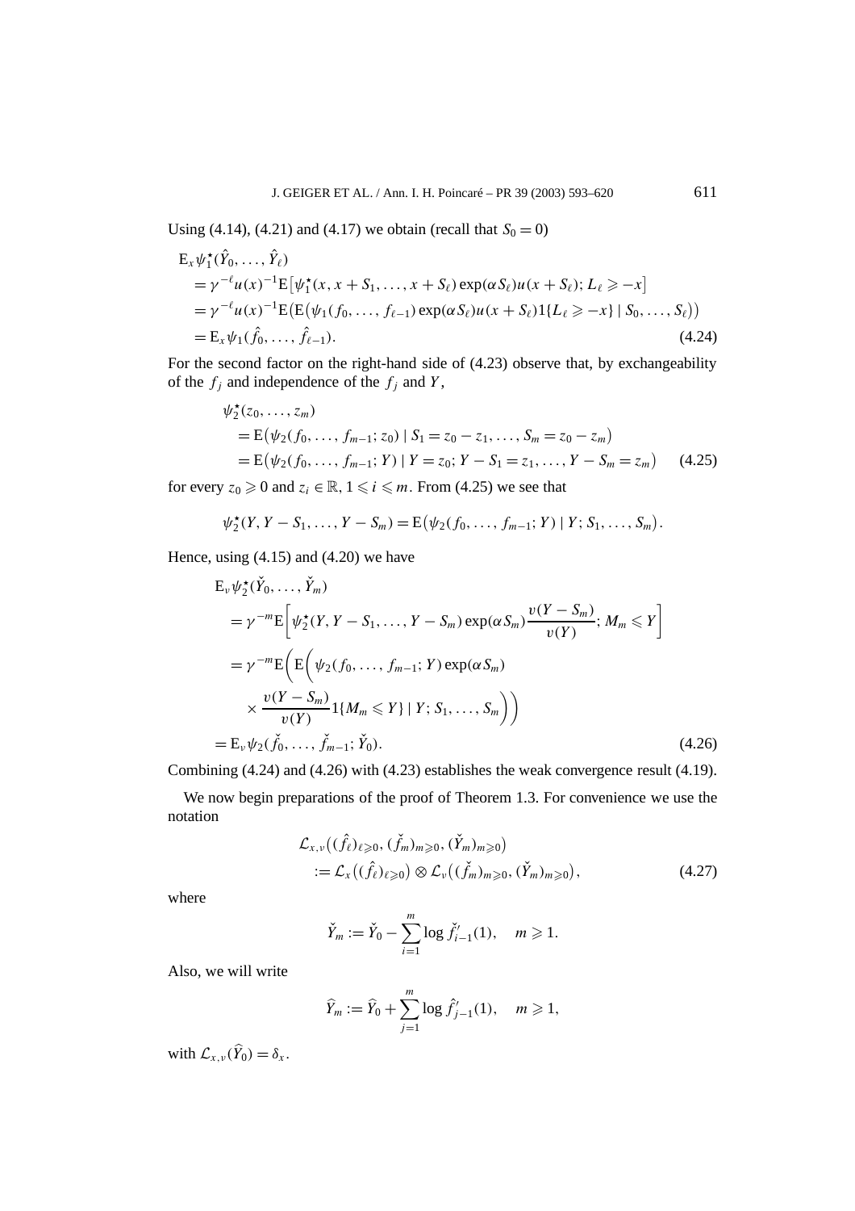Using (4.14), (4.21) and (4.17) we obtain (recall that $S_0 = 0$)

$$
\begin{aligned}
&\mathrm{E}_x \psi_1^\star(\hat{Y}_0, \ldots, \hat{Y}_\ell) \\
&= \gamma^{-\ell} u(x)^{-1} \mathrm{E}\big[\psi_1^\star(x, x+S_1, \ldots, x+S_\ell) \exp(\alpha S_\ell) u(x+S_\ell);\, L_\ell \geqslant -x\big] \\
&= \gamma^{-\ell} u(x)^{-1} \mathrm{E}\big(\mathrm{E}\big(\psi_1(f_0, \ldots, f_{\ell-1}) \exp(\alpha S_\ell) u(x+S_\ell) 1\{L_\ell \geqslant -x\} \mid S_0, \ldots, S_\ell\big)\big) \\
&= \mathrm{E}_x \psi_1(\hat{f}_0, \ldots, \hat{f}_{\ell-1}).
\end{aligned} \tag{4.24}
$$

For the second factor on the right-hand side of (4.23) observe that, by exchangeability of the $f_j$ and independence of the $f_j$ and $Y$,

$$
\begin{aligned}
&\psi_2^\star(z_0, \ldots, z_m) \\
&= \mathrm{E}\big(\psi_2(f_0, \ldots, f_{m-1}; z_0) \mid S_1 = z_0 - z_1, \ldots, S_m = z_0 - z_m\big) \\
&= \mathrm{E}\big(\psi_2(f_0, \ldots, f_{m-1}; Y) \mid Y = z_0;\, Y - S_1 = z_1, \ldots, Y - S_m = z_m\big)
\end{aligned} \tag{4.25}
$$

for every $z_0 \geqslant 0$ and $z_i \in \mathbb{R}$, $1 \leqslant i \leqslant m$. From (4.25) we see that

$$
\psi_2^\star(Y, Y - S_1, \ldots, Y - S_m) = \mathrm{E}\big(\psi_2(f_0, \ldots, f_{m-1}; Y) \mid Y; S_1, \ldots, S_m\big).
$$

Hence, using (4.15) and (4.20) we have

$$
\begin{aligned}
&\mathrm{E}_v \psi_2^\star(\check{Y}_0, \ldots, \check{Y}_m) \\
&= \gamma^{-m} \mathrm{E}\bigg[\psi_2^\star(Y, Y - S_1, \ldots, Y - S_m) \exp(\alpha S_m) \frac{v(Y - S_m)}{v(Y)};\, M_m \leqslant Y\bigg] \\
&= \gamma^{-m} \mathrm{E}\bigg(\mathrm{E}\bigg(\psi_2(f_0, \ldots, f_{m-1}; Y) \exp(\alpha S_m) \\
&\qquad \times \frac{v(Y - S_m)}{v(Y)} 1\{M_m \leqslant Y\} \mid Y; S_1, \ldots, S_m\bigg)\bigg) \\
&= \mathrm{E}_v \psi_2(\check{f}_0, \ldots, \check{f}_{m-1}; \check{Y}_0).
\end{aligned} \tag{4.26}
$$

Combining (4.24) and (4.26) with (4.23) establishes the weak convergence result (4.19).

We now begin preparations of the proof of Theorem 1.3. For convenience we use the notation

$$
\begin{aligned}
&\mathcal{L}_{x,v}\big((\hat{f}_\ell)_{\ell \geqslant 0}, (\check{f}_m)_{m \geqslant 0}, (\check{Y}_m)_{m \geqslant 0}\big) \\
&:= \mathcal{L}_x\big((\hat{f}_\ell)_{\ell \geqslant 0}\big) \otimes \mathcal{L}_v\big((\check{f}_m)_{m \geqslant 0}, (\check{Y}_m)_{m \geqslant 0}\big),
\end{aligned} \tag{4.27}
$$

where

$$
\check{Y}_m := \check{Y}_0 - \sum_{i=1}^{m} \log \check{f}_{i-1}'(1), \quad m \geqslant 1.
$$

Also, we will write

$$
\widehat{Y}_m := \widehat{Y}_0 + \sum_{j=1}^{m} \log \hat{f}_{j-1}'(1), \quad m \geqslant 1,
$$

with $\mathcal{L}_{x,v}(\widehat{Y}_0) = \delta_x$.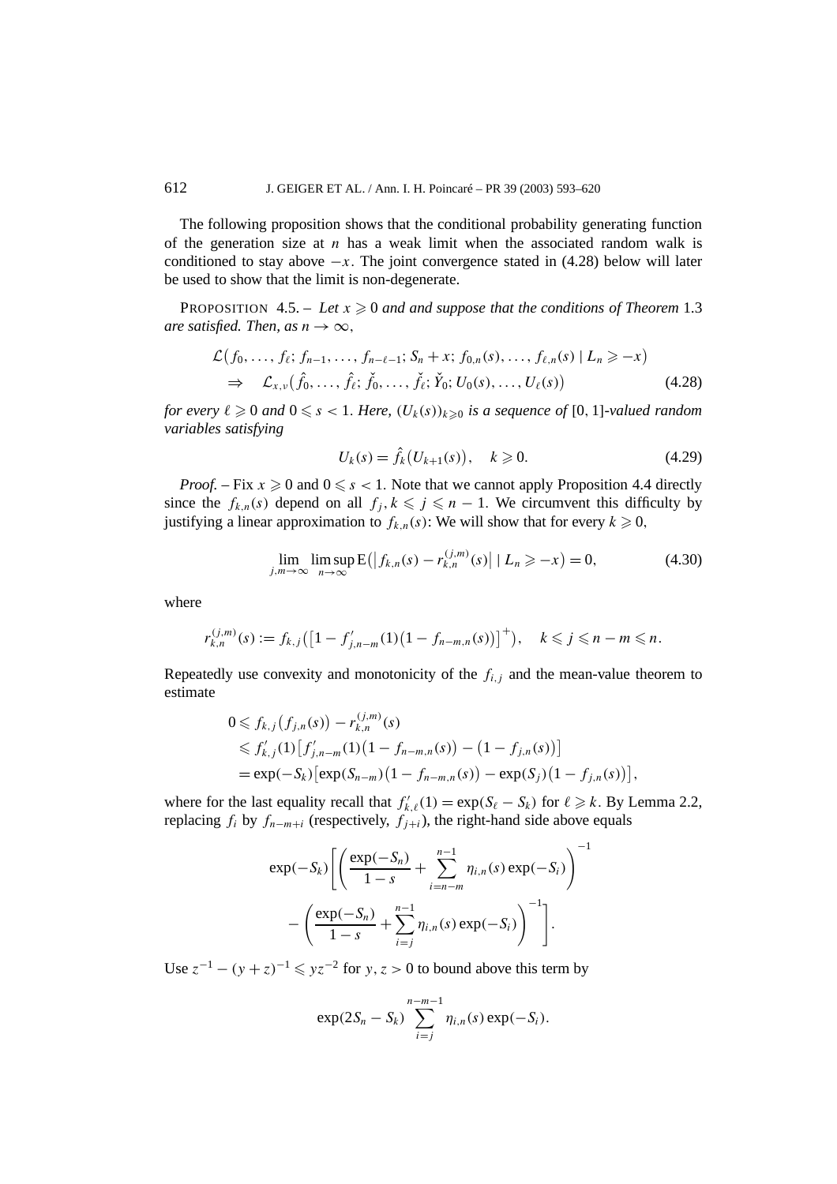The following proposition shows that the conditional probability generating function of the generation size at $n$ has a weak limit when the associated random walk is conditioned to stay above $-x$. The joint convergence stated in (4.28) below will later be used to show that the limit is non-degenerate.

PROPOSITION 4.5. – *Let $x \geqslant 0$ and and suppose that the conditions of Theorem 1.3 are satisfied. Then, as $n \to \infty$,*

$$\begin{aligned}
&\mathcal{L}\big(f_0, \ldots, f_\ell; f_{n-1}, \ldots, f_{n-\ell-1}; S_n + x; f_{0,n}(s), \ldots, f_{\ell,n}(s) \mid L_n \geqslant -x\big) \\
&\quad \Rightarrow \quad \mathcal{L}_{x,\nu}\big(\hat{f}_0, \ldots, \hat{f}_\ell; \check{f}_0, \ldots, \check{f}_\ell; \check{Y}_0; U_0(s), \ldots, U_\ell(s)\big) \qquad (4.28)
\end{aligned}$$

*for every $\ell \geqslant 0$ and $0 \leqslant s < 1$. Here, $(U_k(s))_{k \geqslant 0}$ is a sequence of $[0,1]$-valued random variables satisfying*

$$U_k(s) = \hat{f}_k\big(U_{k+1}(s)\big), \quad k \geqslant 0. \qquad (4.29)$$

*Proof.* – Fix $x \geqslant 0$ and $0 \leqslant s < 1$. Note that we cannot apply Proposition 4.4 directly since the $f_{k,n}(s)$ depend on all $f_j, k \leqslant j \leqslant n-1$. We circumvent this difficulty by justifying a linear approximation to $f_{k,n}(s)$: We will show that for every $k \geqslant 0$,

$$\lim_{j,m \to \infty} \limsup_{n \to \infty} \mathrm{E}\big(\big|f_{k,n}(s) - r_{k,n}^{(j,m)}(s)\big| \mid L_n \geqslant -x\big) = 0, \qquad (4.30)$$

where

$$r_{k,n}^{(j,m)}(s) := f_{k,j}\big(\big[1 - f'_{j,n-m}(1)\big(1 - f_{n-m,n}(s)\big)\big]^+\big), \quad k \leqslant j \leqslant n-m \leqslant n.$$

Repeatedly use convexity and monotonicity of the $f_{i,j}$ and the mean-value theorem to estimate

$$\begin{aligned}
0 &\leqslant f_{k,j}\big(f_{j,n}(s)\big) - r_{k,n}^{(j,m)}(s) \\
&\leqslant f'_{k,j}(1)\big[f'_{j,n-m}(1)\big(1 - f_{n-m,n}(s)\big) - \big(1 - f_{j,n}(s)\big)\big] \\
&= \exp(-S_k)\big[\exp(S_{n-m})\big(1 - f_{n-m,n}(s)\big) - \exp(S_j)\big(1 - f_{j,n}(s)\big)\big],
\end{aligned}$$

where for the last equality recall that $f'_{k,\ell}(1) = \exp(S_\ell - S_k)$ for $\ell \geqslant k$. By Lemma 2.2, replacing $f_i$ by $f_{n-m+i}$ (respectively, $f_{j+i}$), the right-hand side above equals

$$\begin{aligned}
\exp(-S_k)\Bigg[&\left(\frac{\exp(-S_n)}{1-s} + \sum_{i=n-m}^{n-1} \eta_{i,n}(s)\exp(-S_i)\right)^{-1} \\
&- \left(\frac{\exp(-S_n)}{1-s} + \sum_{i=j}^{n-1} \eta_{i,n}(s)\exp(-S_i)\right)^{-1}\Bigg].
\end{aligned}$$

Use $z^{-1} - (y+z)^{-1} \leqslant yz^{-2}$ for $y, z > 0$ to bound above this term by

$$\exp(2S_n - S_k) \sum_{i=j}^{n-m-1} \eta_{i,n}(s)\exp(-S_i).$$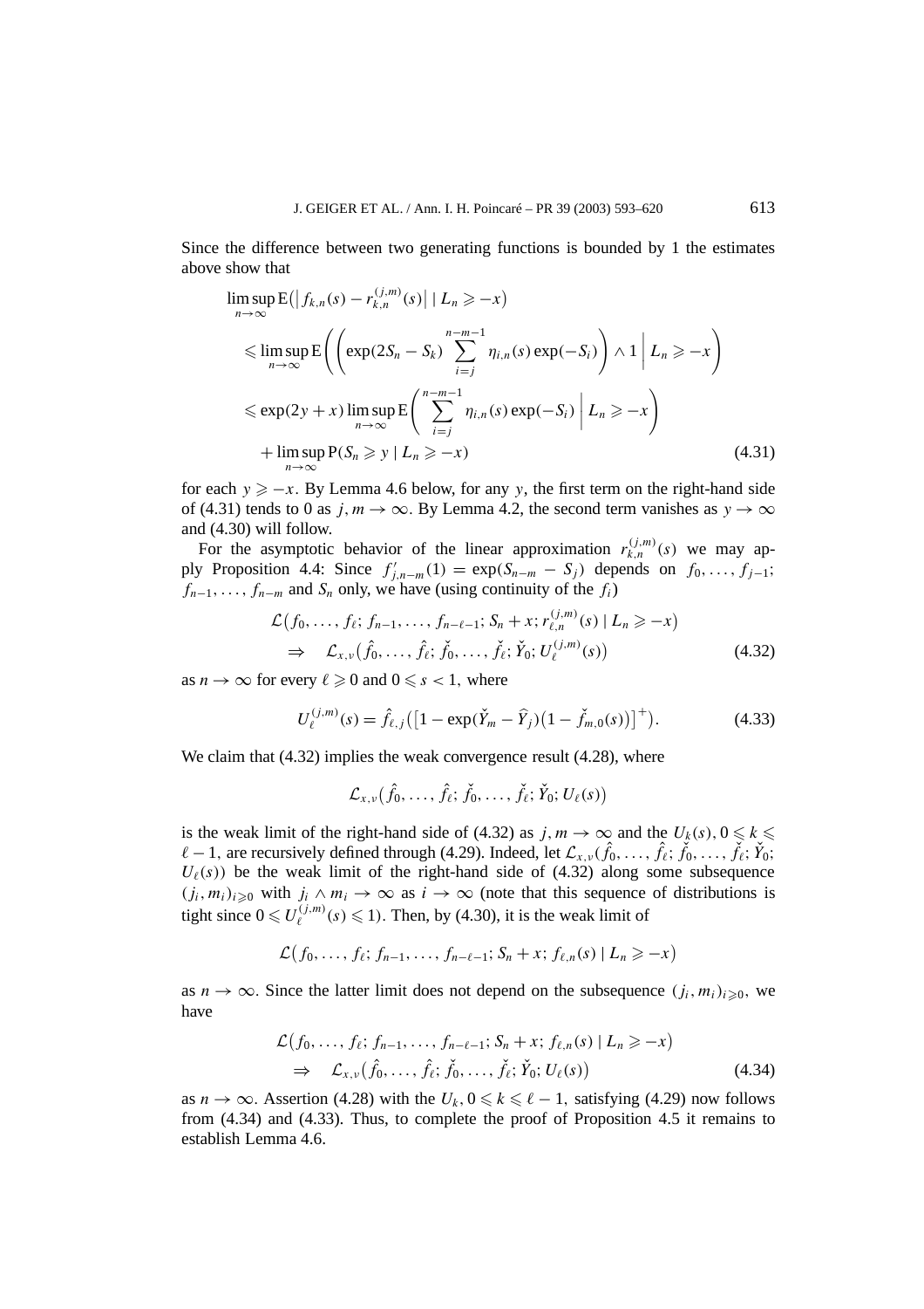Since the difference between two generating functions is bounded by 1 the estimates above show that

$$
\begin{aligned}
&\limsup_{n\to\infty} \mathrm{E}\big(\big|f_{k,n}(s) - r_{k,n}^{(j,m)}(s)\big| \mid L_n \geqslant -x\big) \\
&\quad\leqslant \limsup_{n\to\infty} \mathrm{E}\left(\left(\exp(2S_n - S_k) \sum_{i=j}^{n-m-1} \eta_{i,n}(s)\exp(-S_i)\right) \wedge 1 \,\middle|\, L_n \geqslant -x\right) \\
&\quad\leqslant \exp(2y + x) \limsup_{n\to\infty} \mathrm{E}\left(\sum_{i=j}^{n-m-1} \eta_{i,n}(s)\exp(-S_i) \,\middle|\, L_n \geqslant -x\right) \\
&\qquad + \limsup_{n\to\infty} \mathrm{P}(S_n \geqslant y \mid L_n \geqslant -x) \qquad\qquad (4.31)
\end{aligned}
$$

for each $y \geqslant -x$. By Lemma 4.6 below, for any $y$, the first term on the right-hand side of (4.31) tends to 0 as $j, m \to \infty$. By Lemma 4.2, the second term vanishes as $y \to \infty$ and (4.30) will follow.

For the asymptotic behavior of the linear approximation $r_{k,n}^{(j,m)}(s)$ we may apply Proposition 4.4: Since $f'_{j,n-m}(1) = \exp(S_{n-m} - S_j)$ depends on $f_0, \ldots, f_{j-1}$; $f_{n-1}, \ldots, f_{n-m}$ and $S_n$ only, we have (using continuity of the $f_i$)

$$
\begin{aligned}
&\mathcal{L}\big(f_0, \ldots, f_\ell; f_{n-1}, \ldots, f_{n-\ell-1}; S_n + x; r_{\ell,n}^{(j,m)}(s) \mid L_n \geqslant -x\big) \\
&\quad\Rightarrow \quad \mathcal{L}_{x,\nu}\big(\hat{f}_0, \ldots, \hat{f}_\ell; \check{f}_0, \ldots, \check{f}_\ell; \check{Y}_0; U_\ell^{(j,m)}(s)\big) \qquad\qquad (4.32)
\end{aligned}
$$

as $n \to \infty$ for every $\ell \geqslant 0$ and $0 \leqslant s < 1$, where

$$
U_\ell^{(j,m)}(s) = \hat{f}_{\ell,j}\big(\big[1 - \exp(\check{Y}_m - \widehat{Y}_j)\big(1 - \check{f}_{m,0}(s)\big)\big]^+\big). \qquad (4.33)
$$

We claim that (4.32) implies the weak convergence result (4.28), where

$$
\mathcal{L}_{x,\nu}\big(\hat{f}_0, \ldots, \hat{f}_\ell; \check{f}_0, \ldots, \check{f}_\ell; \check{Y}_0; U_\ell(s)\big)
$$

is the weak limit of the right-hand side of (4.32) as $j, m \to \infty$ and the $U_k(s)$, $0 \leqslant k \leqslant \ell - 1$, are recursively defined through (4.29). Indeed, let $\mathcal{L}_{x,\nu}(\hat{f}_0, \ldots, \hat{f}_\ell; \check{f}_0, \ldots, \check{f}_\ell; \check{Y}_0; U_\ell(s))$ be the weak limit of the right-hand side of (4.32) along some subsequence $(j_i, m_i)_{i\geqslant 0}$ with $j_i \wedge m_i \to \infty$ as $i \to \infty$ (note that this sequence of distributions is tight since $0 \leqslant U_\ell^{(j,m)}(s) \leqslant 1$). Then, by (4.30), it is the weak limit of

$$
\mathcal{L}\big(f_0, \ldots, f_\ell; f_{n-1}, \ldots, f_{n-\ell-1}; S_n + x; f_{\ell,n}(s) \mid L_n \geqslant -x\big)
$$

as $n \to \infty$. Since the latter limit does not depend on the subsequence $(j_i, m_i)_{i\geqslant 0}$, we have

$$
\begin{aligned}
&\mathcal{L}\big(f_0, \ldots, f_\ell; f_{n-1}, \ldots, f_{n-\ell-1}; S_n + x; f_{\ell,n}(s) \mid L_n \geqslant -x\big) \\
&\quad\Rightarrow \quad \mathcal{L}_{x,\nu}\big(\hat{f}_0, \ldots, \hat{f}_\ell; \check{f}_0, \ldots, \check{f}_\ell; \check{Y}_0; U_\ell(s)\big) \qquad\qquad (4.34)
\end{aligned}
$$

as $n \to \infty$. Assertion (4.28) with the $U_k$, $0 \leqslant k \leqslant \ell - 1$, satisfying (4.29) now follows from (4.34) and (4.33). Thus, to complete the proof of Proposition 4.5 it remains to establish Lemma 4.6.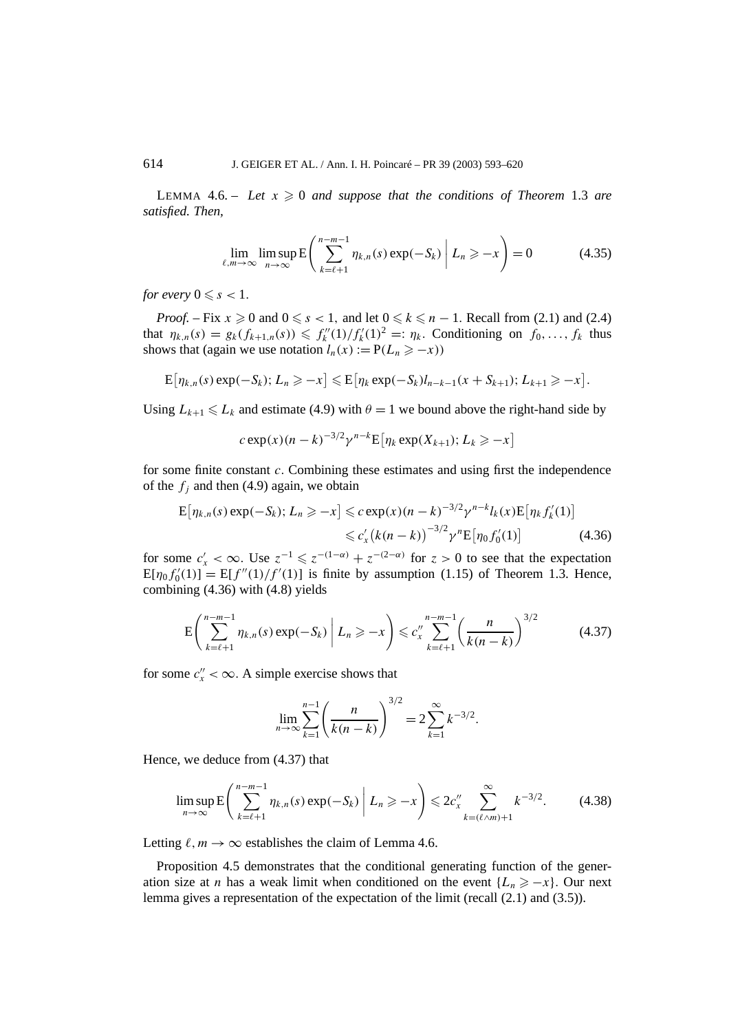LEMMA 4.6. – *Let $x \geqslant 0$ and suppose that the conditions of Theorem* 1.3 *are satisfied. Then,*

$$\lim_{\ell,m\to\infty} \limsup_{n\to\infty} \mathrm{E}\left( \sum_{k=\ell+1}^{n-m-1} \eta_{k,n}(s) \exp(-S_k) \,\middle|\, L_n \geqslant -x \right) = 0 \tag{4.35}$$

*for every $0 \leqslant s < 1$.*

*Proof.* – Fix $x \geqslant 0$ and $0 \leqslant s < 1$, and let $0 \leqslant k \leqslant n-1$. Recall from (2.1) and (2.4) that $\eta_{k,n}(s) = g_k(f_{k+1,n}(s)) \leqslant f_k''(1)/f_k'(1)^2 =: \eta_k$. Conditioning on $f_0, \ldots, f_k$ thus shows that (again we use notation $l_n(x) := \mathrm{P}(L_n \geqslant -x)$)

$$\mathrm{E}\big[\eta_{k,n}(s) \exp(-S_k); L_n \geqslant -x\big] \leqslant \mathrm{E}\big[\eta_k \exp(-S_k) l_{n-k-1}(x + S_{k+1}); L_{k+1} \geqslant -x\big].$$

Using $L_{k+1} \leqslant L_k$ and estimate (4.9) with $\theta = 1$ we bound above the right-hand side by

$$c \exp(x)(n-k)^{-3/2} \gamma^{n-k} \mathrm{E}\big[\eta_k \exp(X_{k+1}); L_k \geqslant -x\big]$$

for some finite constant $c$. Combining these estimates and using first the independence of the $f_j$ and then (4.9) again, we obtain

$$\begin{aligned} \mathrm{E}\big[\eta_{k,n}(s) \exp(-S_k); L_n \geqslant -x\big] &\leqslant c \exp(x)(n-k)^{-3/2} \gamma^{n-k} l_k(x) \mathrm{E}\big[\eta_k f_k'(1)\big] \\ &\leqslant c_x' \big(k(n-k)\big)^{-3/2} \gamma^n \mathrm{E}\big[\eta_0 f_0'(1)\big] \end{aligned} \tag{4.36}$$

for some $c_x' < \infty$. Use $z^{-1} \leqslant z^{-(1-\alpha)} + z^{-(2-\alpha)}$ for $z > 0$ to see that the expectation $\mathrm{E}[\eta_0 f_0'(1)] = \mathrm{E}[f''(1)/f'(1)]$ is finite by assumption (1.15) of Theorem 1.3. Hence, combining (4.36) with (4.8) yields

$$\mathrm{E}\left( \sum_{k=\ell+1}^{n-m-1} \eta_{k,n}(s) \exp(-S_k) \,\middle|\, L_n \geqslant -x \right) \leqslant c_x'' \sum_{k=\ell+1}^{n-m-1} \left( \frac{n}{k(n-k)} \right)^{3/2} \tag{4.37}$$

for some $c_x'' < \infty$. A simple exercise shows that

$$\lim_{n\to\infty} \sum_{k=1}^{n-1} \left( \frac{n}{k(n-k)} \right)^{3/2} = 2 \sum_{k=1}^{\infty} k^{-3/2}.$$

Hence, we deduce from (4.37) that

$$\limsup_{n\to\infty} \mathrm{E}\left( \sum_{k=\ell+1}^{n-m-1} \eta_{k,n}(s) \exp(-S_k) \,\middle|\, L_n \geqslant -x \right) \leqslant 2c_x'' \sum_{k=(\ell\wedge m)+1}^{\infty} k^{-3/2}. \tag{4.38}$$

Letting $\ell, m \to \infty$ establishes the claim of Lemma 4.6.

Proposition 4.5 demonstrates that the conditional generating function of the generation size at $n$ has a weak limit when conditioned on the event $\{L_n \geqslant -x\}$. Our next lemma gives a representation of the expectation of the limit (recall (2.1) and (3.5)).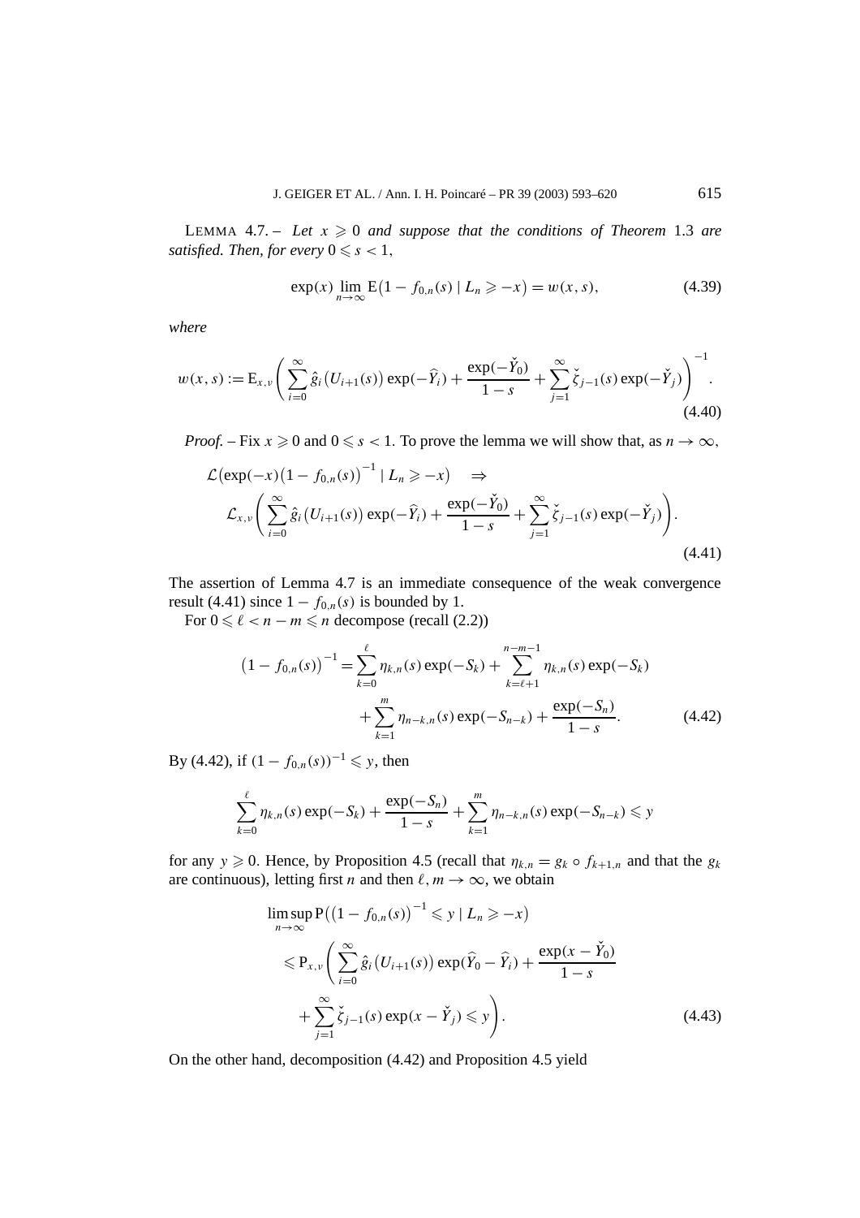LEMMA 4.7. – *Let $x \geqslant 0$ and suppose that the conditions of Theorem* 1.3 *are satisfied. Then, for every $0 \leqslant s < 1$,*

$$\exp(x) \lim_{n\to\infty} \mathrm{E}\big(1 - f_{0,n}(s) \mid L_n \geqslant -x\big) = w(x,s), \tag{4.39}$$

*where*

$$w(x,s) := \mathrm{E}_{x,\nu}\left(\sum_{i=0}^{\infty} \hat{g}_i\big(U_{i+1}(s)\big)\exp(-\widehat{Y}_i) + \frac{\exp(-\check{Y}_0)}{1-s} + \sum_{j=1}^{\infty} \check{\zeta}_{j-1}(s)\exp(-\check{Y}_j)\right)^{-1}. \tag{4.40}$$

*Proof.* – Fix $x \geqslant 0$ and $0 \leqslant s < 1$. To prove the lemma we will show that, as $n \to \infty$,

$$\begin{aligned}
&\mathcal{L}\big(\exp(-x)\big(1 - f_{0,n}(s)\big)^{-1} \mid L_n \geqslant -x\big) \quad \Rightarrow \\
&\quad \mathcal{L}_{x,\nu}\left(\sum_{i=0}^{\infty} \hat{g}_i\big(U_{i+1}(s)\big)\exp(-\widehat{Y}_i) + \frac{\exp(-\check{Y}_0)}{1-s} + \sum_{j=1}^{\infty} \check{\zeta}_{j-1}(s)\exp(-\check{Y}_j)\right).
\end{aligned} \tag{4.41}$$

The assertion of Lemma 4.7 is an immediate consequence of the weak convergence result (4.41) since $1 - f_{0,n}(s)$ is bounded by 1.

For $0 \leqslant \ell < n - m \leqslant n$ decompose (recall (2.2))

$$\begin{aligned}
\big(1 - f_{0,n}(s)\big)^{-1} = &\sum_{k=0}^{\ell} \eta_{k,n}(s)\exp(-S_k) + \sum_{k=\ell+1}^{n-m-1} \eta_{k,n}(s)\exp(-S_k) \\
&+ \sum_{k=1}^{m} \eta_{n-k,n}(s)\exp(-S_{n-k}) + \frac{\exp(-S_n)}{1-s}.
\end{aligned} \tag{4.42}$$

By (4.42), if $(1 - f_{0,n}(s))^{-1} \leqslant y$, then

$$\sum_{k=0}^{\ell} \eta_{k,n}(s)\exp(-S_k) + \frac{\exp(-S_n)}{1-s} + \sum_{k=1}^{m} \eta_{n-k,n}(s)\exp(-S_{n-k}) \leqslant y$$

for any $y \geqslant 0$. Hence, by Proposition 4.5 (recall that $\eta_{k,n} = g_k \circ f_{k+1,n}$ and that the $g_k$ are continuous), letting first $n$ and then $\ell, m \to \infty$, we obtain

$$\begin{aligned}
&\limsup_{n\to\infty} \mathrm{P}\big(\big(1 - f_{0,n}(s)\big)^{-1} \leqslant y \mid L_n \geqslant -x\big) \\
&\quad \leqslant \mathrm{P}_{x,\nu}\left(\sum_{i=0}^{\infty} \hat{g}_i\big(U_{i+1}(s)\big)\exp(\widehat{Y}_0 - \widehat{Y}_i) + \frac{\exp(x - \check{Y}_0)}{1-s}\right. \\
&\quad\quad \left. + \sum_{j=1}^{\infty} \check{\zeta}_{j-1}(s)\exp(x - \check{Y}_j) \leqslant y\right).
\end{aligned} \tag{4.43}$$

On the other hand, decomposition (4.42) and Proposition 4.5 yield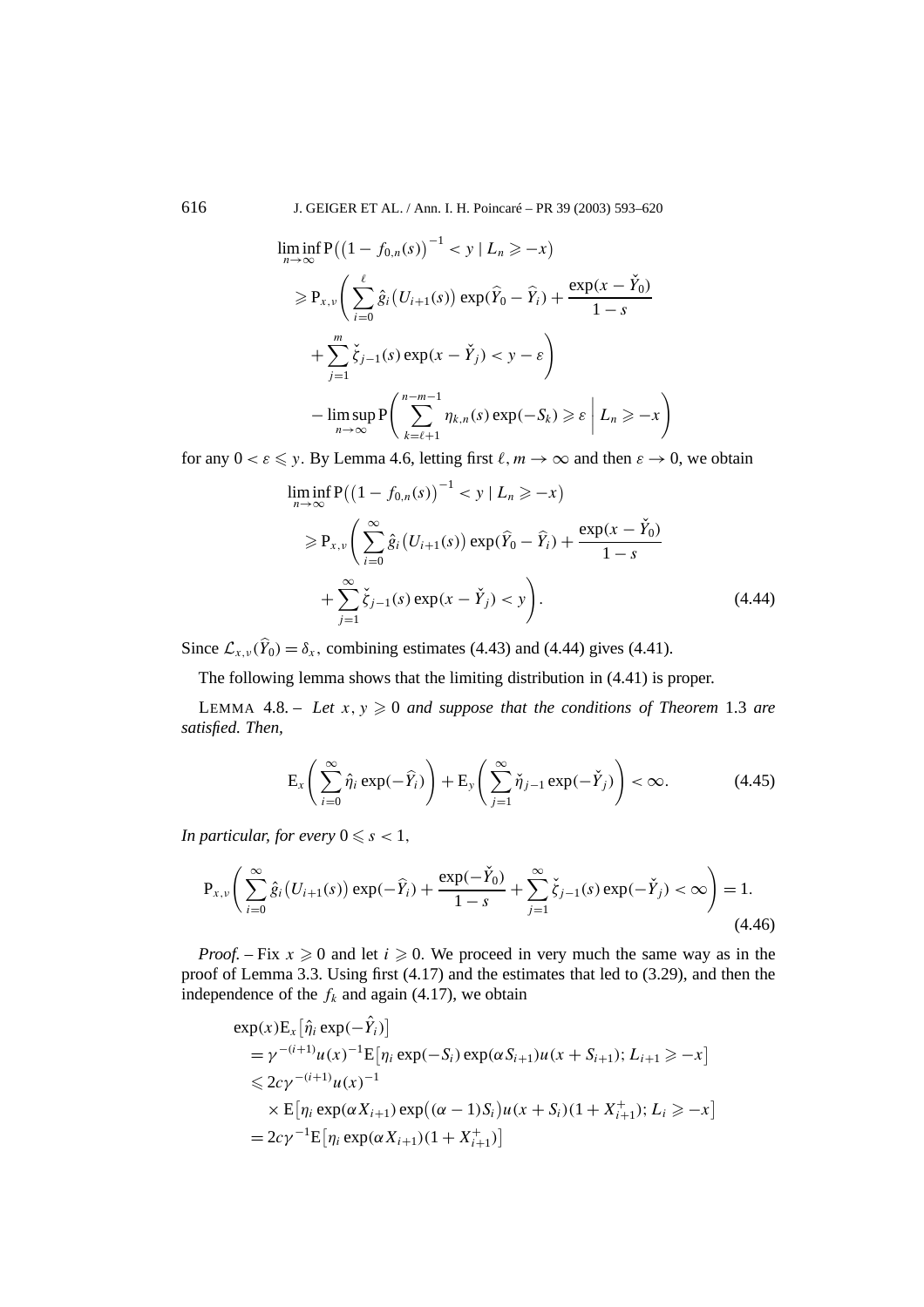$$
\begin{aligned}
&\liminf_{n\to\infty} \mathrm{P}\big(\big(1-f_{0,n}(s)\big)^{-1} < y \mid L_n \geqslant -x\big) \\
&\quad \geqslant \mathrm{P}_{x,\nu}\Bigg( \sum_{i=0}^{\ell} \hat{g}_i\big(U_{i+1}(s)\big) \exp(\widehat{Y}_0 - \widehat{Y}_i) + \frac{\exp(x - \check{Y}_0)}{1-s} \\
&\qquad + \sum_{j=1}^{m} \check{\zeta}_{j-1}(s) \exp(x - \check{Y}_j) < y - \varepsilon \Bigg) \\
&\qquad - \limsup_{n\to\infty} \mathrm{P}\Bigg( \sum_{k=\ell+1}^{n-m-1} \eta_{k,n}(s) \exp(-S_k) \geqslant \varepsilon \,\Bigg|\, L_n \geqslant -x \Bigg)
\end{aligned}
$$

for any $0 < \varepsilon \leqslant y$. By Lemma 4.6, letting first $\ell, m \to \infty$ and then $\varepsilon \to 0$, we obtain

$$
\begin{aligned}
&\liminf_{n\to\infty} \mathrm{P}\big(\big(1-f_{0,n}(s)\big)^{-1} < y \mid L_n \geqslant -x\big) \\
&\quad \geqslant \mathrm{P}_{x,\nu}\Bigg( \sum_{i=0}^{\infty} \hat{g}_i\big(U_{i+1}(s)\big) \exp(\widehat{Y}_0 - \widehat{Y}_i) + \frac{\exp(x - \check{Y}_0)}{1-s} \\
&\qquad + \sum_{j=1}^{\infty} \check{\zeta}_{j-1}(s) \exp(x - \check{Y}_j) < y \Bigg).
\end{aligned}
\tag{4.44}
$$

Since $\mathcal{L}_{x,\nu}(\widehat{Y}_0) = \delta_x$, combining estimates (4.43) and (4.44) gives (4.41).

The following lemma shows that the limiting distribution in (4.41) is proper.

LEMMA 4.8. – *Let $x, y \geqslant 0$ and suppose that the conditions of Theorem 1.3 are satisfied. Then,*

$$
\mathrm{E}_x\Bigg( \sum_{i=0}^{\infty} \hat{\eta}_i \exp(-\widehat{Y}_i) \Bigg) + \mathrm{E}_y\Bigg( \sum_{j=1}^{\infty} \check{\eta}_{j-1} \exp(-\check{Y}_j) \Bigg) < \infty.
\tag{4.45}
$$

*In particular, for every $0 \leqslant s < 1$,*

$$
\mathrm{P}_{x,\nu}\Bigg( \sum_{i=0}^{\infty} \hat{g}_i\big(U_{i+1}(s)\big) \exp(-\widehat{Y}_i) + \frac{\exp(-\check{Y}_0)}{1-s} + \sum_{j=1}^{\infty} \check{\zeta}_{j-1}(s) \exp(-\check{Y}_j) < \infty \Bigg) = 1.
\tag{4.46}
$$

*Proof.* – Fix $x \geqslant 0$ and let $i \geqslant 0$. We proceed in very much the same way as in the proof of Lemma 3.3. Using first (4.17) and the estimates that led to (3.29), and then the independence of the $f_k$ and again (4.17), we obtain

$$
\begin{aligned}
&\exp(x)\mathrm{E}_x\big[\hat{\eta}_i \exp(-\hat{Y}_i)\big] \\
&\quad = \gamma^{-(i+1)} u(x)^{-1} \mathrm{E}\big[\eta_i \exp(-S_i) \exp(\alpha S_{i+1}) u(x + S_{i+1});\, L_{i+1} \geqslant -x\big] \\
&\quad \leqslant 2c\gamma^{-(i+1)} u(x)^{-1} \\
&\qquad \times \mathrm{E}\big[\eta_i \exp(\alpha X_{i+1}) \exp\big((\alpha - 1)S_i\big) u(x + S_i)(1 + X_{i+1}^{+});\, L_i \geqslant -x\big] \\
&\quad = 2c\gamma^{-1} \mathrm{E}\big[\eta_i \exp(\alpha X_{i+1})(1 + X_{i+1}^{+})\big]
\end{aligned}
$$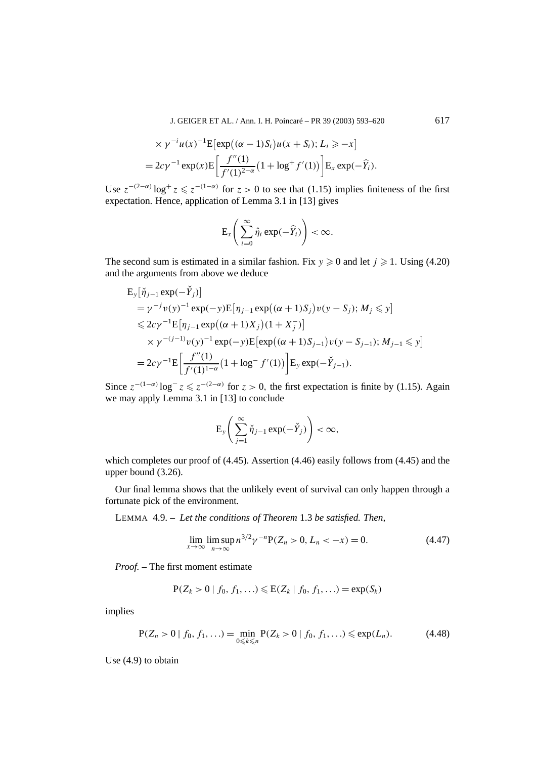$$
\begin{aligned}
&\times \gamma^{-i} u(x)^{-1} \mathrm{E}\big[\exp\big((\alpha-1)S_i\big) u(x+S_i); L_i \geqslant -x\big] \\
&= 2c\gamma^{-1} \exp(x) \mathrm{E}\bigg[\frac{f''(1)}{f'(1)^{2-\alpha}}\big(1+\log^+ f'(1)\big)\bigg] \mathrm{E}_x \exp(-\widehat{Y}_i).
\end{aligned}
$$

Use $z^{-(2-\alpha)} \log^+ z \leqslant z^{-(1-\alpha)}$ for $z > 0$ to see that (1.15) implies finiteness of the first expectation. Hence, application of Lemma 3.1 in [13] gives

$$
\mathrm{E}_x\Bigg(\sum_{i=0}^{\infty} \hat{\eta}_i \exp(-\widehat{Y}_i)\Bigg) < \infty.
$$

The second sum is estimated in a similar fashion. Fix $y \geqslant 0$ and let $j \geqslant 1$. Using (4.20) and the arguments from above we deduce

$$
\begin{aligned}
&\mathrm{E}_y\big[\check{\eta}_{j-1} \exp(-\check{Y}_j)\big] \\
&= \gamma^{-j} v(y)^{-1} \exp(-y) \mathrm{E}\big[\eta_{j-1} \exp\big((\alpha+1)S_j\big) v(y-S_j); M_j \leqslant y\big] \\
&\leqslant 2c\gamma^{-1} \mathrm{E}\big[\eta_{j-1} \exp\big((\alpha+1)X_j\big)(1+X_j^-)\big] \\
&\quad \times \gamma^{-(j-1)} v(y)^{-1} \exp(-y) \mathrm{E}\big[\exp\big((\alpha+1)S_{j-1}\big) v(y-S_{j-1}); M_{j-1} \leqslant y\big] \\
&= 2c\gamma^{-1} \mathrm{E}\bigg[\frac{f''(1)}{f'(1)^{1-\alpha}}\big(1+\log^- f'(1)\big)\bigg] \mathrm{E}_y \exp(-\check{Y}_{j-1}).
\end{aligned}
$$

Since $z^{-(1-\alpha)} \log^- z \leqslant z^{-(2-\alpha)}$ for $z > 0$, the first expectation is finite by (1.15). Again we may apply Lemma 3.1 in [13] to conclude

$$
\mathrm{E}_y\Bigg(\sum_{j=1}^{\infty} \check{\eta}_{j-1} \exp(-\check{Y}_j)\Bigg) < \infty,
$$

which completes our proof of (4.45). Assertion (4.46) easily follows from (4.45) and the upper bound (3.26).

Our final lemma shows that the unlikely event of survival can only happen through a fortunate pick of the environment.

LEMMA 4.9. – *Let the conditions of Theorem* 1.3 *be satisfied. Then,*

$$
\lim_{x\to\infty} \limsup_{n\to\infty} n^{3/2} \gamma^{-n} \mathrm{P}(Z_n > 0, L_n < -x) = 0. \tag{4.47}
$$

*Proof.* – The first moment estimate

$$
\mathrm{P}(Z_k > 0 \mid f_0, f_1, \ldots) \leqslant \mathrm{E}(Z_k \mid f_0, f_1, \ldots) = \exp(S_k)
$$

implies

$$
\mathrm{P}(Z_n > 0 \mid f_0, f_1, \ldots) = \min_{0 \leqslant k \leqslant n} \mathrm{P}(Z_k > 0 \mid f_0, f_1, \ldots) \leqslant \exp(L_n). \tag{4.48}
$$

Use (4.9) to obtain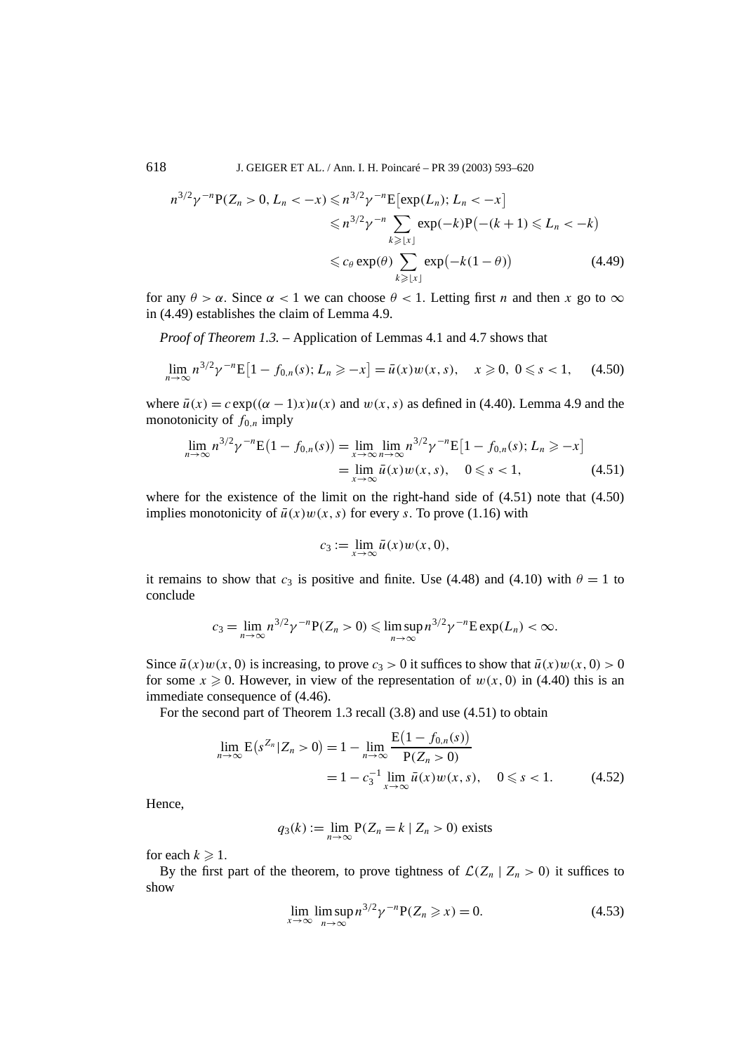$$
\begin{aligned}
n^{3/2}\gamma^{-n}\mathrm{P}(Z_n>0, L_n<-x) &\leqslant n^{3/2}\gamma^{-n}\mathrm{E}\big[\exp(L_n); L_n<-x\big] \\
&\leqslant n^{3/2}\gamma^{-n}\sum_{k\geqslant \lfloor x\rfloor}\exp(-k)\mathrm{P}\big(-(k+1)\leqslant L_n<-k\big) \\
&\leqslant c_\theta\exp(\theta)\sum_{k\geqslant \lfloor x\rfloor}\exp\big(-k(1-\theta)\big)
\end{aligned}
\tag{4.49}
$$

for any $\theta>\alpha$. Since $\alpha<1$ we can choose $\theta<1$. Letting first $n$ and then $x$ go to $\infty$ in (4.49) establishes the claim of Lemma 4.9.

*Proof of Theorem 1.3.* – Application of Lemmas 4.1 and 4.7 shows that

$$
\lim_{n\to\infty} n^{3/2}\gamma^{-n}\mathrm{E}\big[1-f_{0,n}(s); L_n\geqslant -x\big]=\bar{u}(x)w(x,s), \quad x\geqslant 0,\ 0\leqslant s<1, \tag{4.50}
$$

where $\bar{u}(x)=c\exp((\alpha-1)x)u(x)$ and $w(x,s)$ as defined in (4.40). Lemma 4.9 and the monotonicity of $f_{0,n}$ imply

$$
\begin{aligned}
\lim_{n\to\infty} n^{3/2}\gamma^{-n}\mathrm{E}\big(1-f_{0,n}(s)\big) &= \lim_{x\to\infty}\lim_{n\to\infty} n^{3/2}\gamma^{-n}\mathrm{E}\big[1-f_{0,n}(s); L_n\geqslant -x\big] \\
&= \lim_{x\to\infty}\bar{u}(x)w(x,s), \quad 0\leqslant s<1,
\end{aligned}
\tag{4.51}
$$

where for the existence of the limit on the right-hand side of (4.51) note that (4.50) implies monotonicity of $\bar{u}(x)w(x,s)$ for every $s$. To prove (1.16) with

$$
c_3 := \lim_{x\to\infty}\bar{u}(x)w(x,0),
$$

it remains to show that $c_3$ is positive and finite. Use (4.48) and (4.10) with $\theta=1$ to conclude

$$
c_3=\lim_{n\to\infty} n^{3/2}\gamma^{-n}\mathrm{P}(Z_n>0)\leqslant \limsup_{n\to\infty} n^{3/2}\gamma^{-n}\mathrm{E}\exp(L_n)<\infty.
$$

Since $\bar{u}(x)w(x,0)$ is increasing, to prove $c_3>0$ it suffices to show that $\bar{u}(x)w(x,0)>0$ for some $x\geqslant 0$. However, in view of the representation of $w(x,0)$ in (4.40) this is an immediate consequence of (4.46).

For the second part of Theorem 1.3 recall (3.8) and use (4.51) to obtain

$$
\begin{aligned}
\lim_{n\to\infty}\mathrm{E}\big(s^{Z_n}|Z_n>0\big) &= 1-\lim_{n\to\infty}\frac{\mathrm{E}\big(1-f_{0,n}(s)\big)}{\mathrm{P}(Z_n>0)} \\
&= 1-c_3^{-1}\lim_{x\to\infty}\bar{u}(x)w(x,s), \quad 0\leqslant s<1.
\end{aligned}
\tag{4.52}
$$

Hence,

$$
q_3(k) := \lim_{n\to\infty}\mathrm{P}(Z_n=k \mid Z_n>0) \text{ exists}
$$

for each $k\geqslant 1$.

By the first part of the theorem, to prove tightness of $\mathcal{L}(Z_n \mid Z_n>0)$ it suffices to show

$$
\lim_{x\to\infty}\limsup_{n\to\infty} n^{3/2}\gamma^{-n}\mathrm{P}(Z_n\geqslant x)=0. \tag{4.53}
$$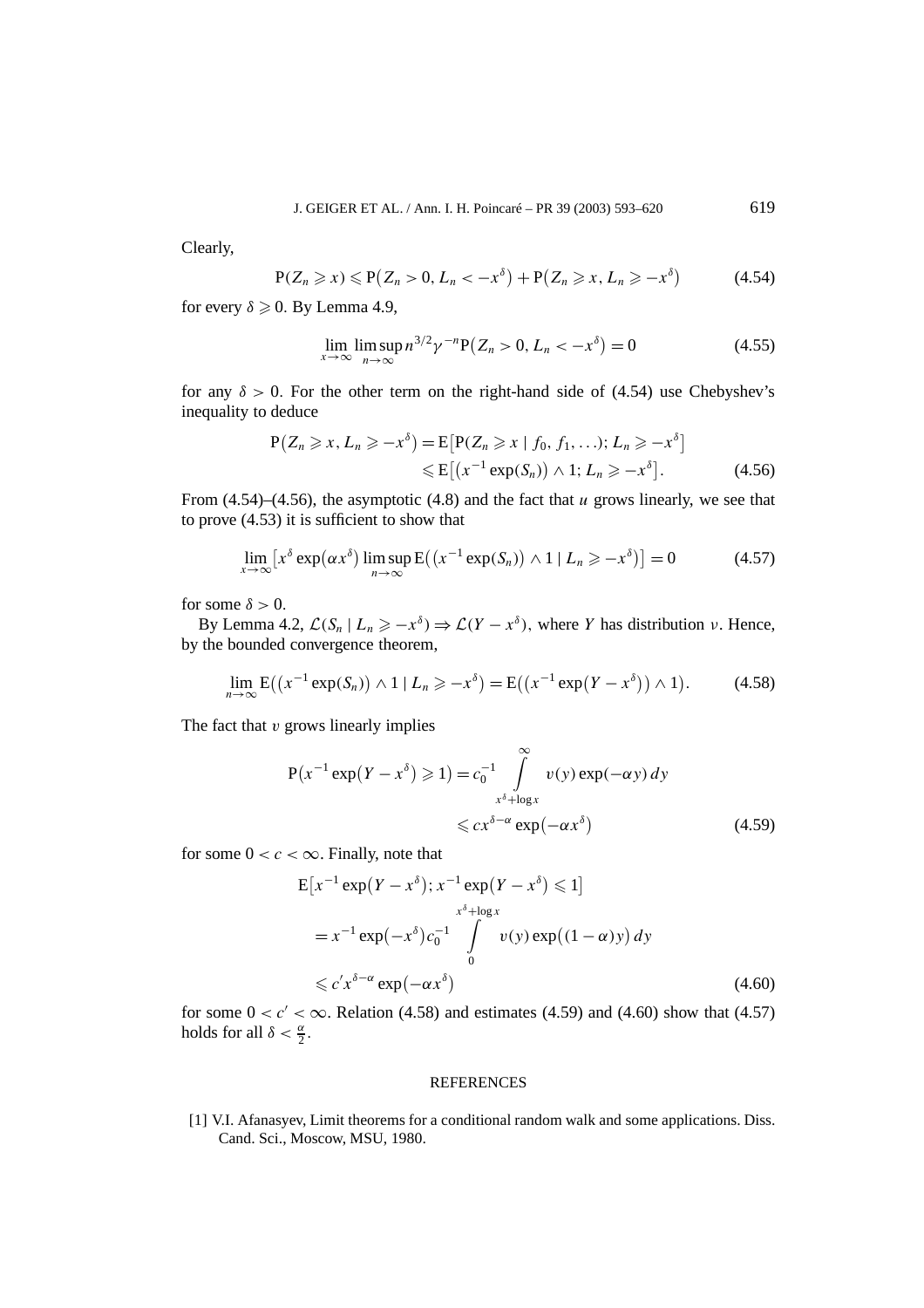Clearly,

$$\mathrm{P}(Z_n \geqslant x) \leqslant \mathrm{P}\big(Z_n > 0, L_n < -x^\delta\big) + \mathrm{P}\big(Z_n \geqslant x, L_n \geqslant -x^\delta\big) \tag{4.54}$$

for every $\delta \geqslant 0$. By Lemma 4.9,

$$\lim_{x\to\infty} \limsup_{n\to\infty} n^{3/2}\gamma^{-n}\mathrm{P}\big(Z_n > 0, L_n < -x^\delta\big) = 0 \tag{4.55}$$

for any $\delta > 0$. For the other term on the right-hand side of (4.54) use Chebyshev's inequality to deduce

$$\begin{aligned}\mathrm{P}\big(Z_n \geqslant x, L_n \geqslant -x^\delta\big) &= \mathrm{E}\big[\mathrm{P}(Z_n \geqslant x \mid f_0, f_1, \ldots); L_n \geqslant -x^\delta\big] \\ &\leqslant \mathrm{E}\big[\big(x^{-1}\exp(S_n)\big) \wedge 1; L_n \geqslant -x^\delta\big].\end{aligned} \tag{4.56}$$

From (4.54)–(4.56), the asymptotic (4.8) and the fact that $u$ grows linearly, we see that to prove (4.53) it is sufficient to show that

$$\lim_{x\to\infty}\big[x^\delta \exp\big(\alpha x^\delta\big) \limsup_{n\to\infty} \mathrm{E}\big(\big(x^{-1}\exp(S_n)\big) \wedge 1 \mid L_n \geqslant -x^\delta\big)\big] = 0 \tag{4.57}$$

for some $\delta > 0$.

By Lemma 4.2, $\mathcal{L}(S_n \mid L_n \geqslant -x^\delta) \Rightarrow \mathcal{L}(Y - x^\delta)$, where $Y$ has distribution $\nu$. Hence, by the bounded convergence theorem,

$$\lim_{n\to\infty} \mathrm{E}\big(\big(x^{-1}\exp(S_n)\big) \wedge 1 \mid L_n \geqslant -x^\delta\big) = \mathrm{E}\big(\big(x^{-1}\exp\big(Y - x^\delta\big)\big) \wedge 1\big). \tag{4.58}$$

The fact that $v$ grows linearly implies

$$\begin{aligned}\mathrm{P}\big(x^{-1}\exp\big(Y - x^\delta\big) \geqslant 1\big) &= c_0^{-1}\int_{x^\delta + \log x}^{\infty} v(y)\exp(-\alpha y)\,dy \\ &\leqslant c x^{\delta-\alpha}\exp\big(-\alpha x^\delta\big)\end{aligned} \tag{4.59}$$

for some $0 < c < \infty$. Finally, note that

$$\begin{aligned}&\mathrm{E}\big[x^{-1}\exp\big(Y - x^\delta\big); x^{-1}\exp\big(Y - x^\delta\big) \leqslant 1\big] \\ &\quad= x^{-1}\exp\big(-x^\delta\big)c_0^{-1}\int_0^{x^\delta+\log x} v(y)\exp\big((1-\alpha)y\big)\,dy \\ &\quad\leqslant c' x^{\delta-\alpha}\exp\big(-\alpha x^\delta\big)\end{aligned} \tag{4.60}$$

for some $0 < c' < \infty$. Relation (4.58) and estimates (4.59) and (4.60) show that (4.57) holds for all $\delta < \frac{\alpha}{2}$.

## REFERENCES

[1] V.I. Afanasyev, Limit theorems for a conditional random walk and some applications. Diss. Cand. Sci., Moscow, MSU, 1980.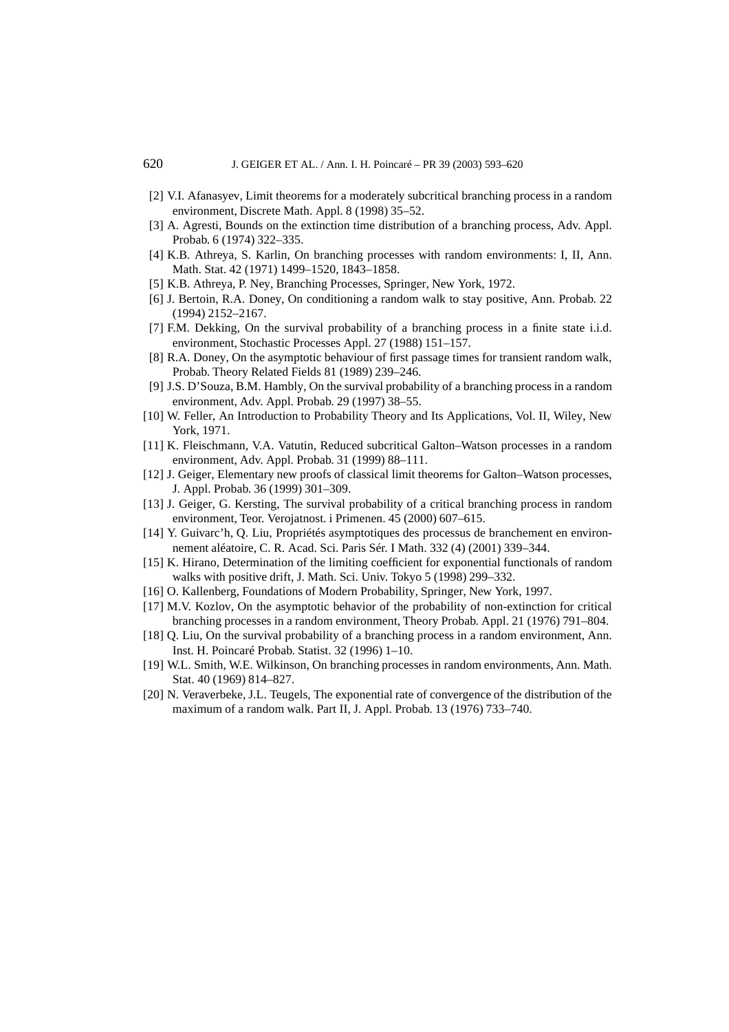[2] V.I. Afanasyev, Limit theorems for a moderately subcritical branching process in a random environment, Discrete Math. Appl. 8 (1998) 35–52.

[3] A. Agresti, Bounds on the extinction time distribution of a branching process, Adv. Appl. Probab. 6 (1974) 322–335.

[4] K.B. Athreya, S. Karlin, On branching processes with random environments: I, II, Ann. Math. Stat. 42 (1971) 1499–1520, 1843–1858.

[5] K.B. Athreya, P. Ney, Branching Processes, Springer, New York, 1972.

[6] J. Bertoin, R.A. Doney, On conditioning a random walk to stay positive, Ann. Probab. 22 (1994) 2152–2167.

[7] F.M. Dekking, On the survival probability of a branching process in a finite state i.i.d. environment, Stochastic Processes Appl. 27 (1988) 151–157.

[8] R.A. Doney, On the asymptotic behaviour of first passage times for transient random walk, Probab. Theory Related Fields 81 (1989) 239–246.

[9] J.S. D'Souza, B.M. Hambly, On the survival probability of a branching process in a random environment, Adv. Appl. Probab. 29 (1997) 38–55.

[10] W. Feller, An Introduction to Probability Theory and Its Applications, Vol. II, Wiley, New York, 1971.

[11] K. Fleischmann, V.A. Vatutin, Reduced subcritical Galton–Watson processes in a random environment, Adv. Appl. Probab. 31 (1999) 88–111.

[12] J. Geiger, Elementary new proofs of classical limit theorems for Galton–Watson processes, J. Appl. Probab. 36 (1999) 301–309.

[13] J. Geiger, G. Kersting, The survival probability of a critical branching process in random environment, Teor. Verojatnost. i Primenen. 45 (2000) 607–615.

[14] Y. Guivarc'h, Q. Liu, Propriétés asymptotiques des processus de branchement en environnement aléatoire, C. R. Acad. Sci. Paris Sér. I Math. 332 (4) (2001) 339–344.

[15] K. Hirano, Determination of the limiting coefficient for exponential functionals of random walks with positive drift, J. Math. Sci. Univ. Tokyo 5 (1998) 299–332.

[16] O. Kallenberg, Foundations of Modern Probability, Springer, New York, 1997.

[17] M.V. Kozlov, On the asymptotic behavior of the probability of non-extinction for critical branching processes in a random environment, Theory Probab. Appl. 21 (1976) 791–804.

[18] Q. Liu, On the survival probability of a branching process in a random environment, Ann. Inst. H. Poincaré Probab. Statist. 32 (1996) 1–10.

[19] W.L. Smith, W.E. Wilkinson, On branching processes in random environments, Ann. Math. Stat. 40 (1969) 814–827.

[20] N. Veraverbeke, J.L. Teugels, The exponential rate of convergence of the distribution of the maximum of a random walk. Part II, J. Appl. Probab. 13 (1976) 733–740.